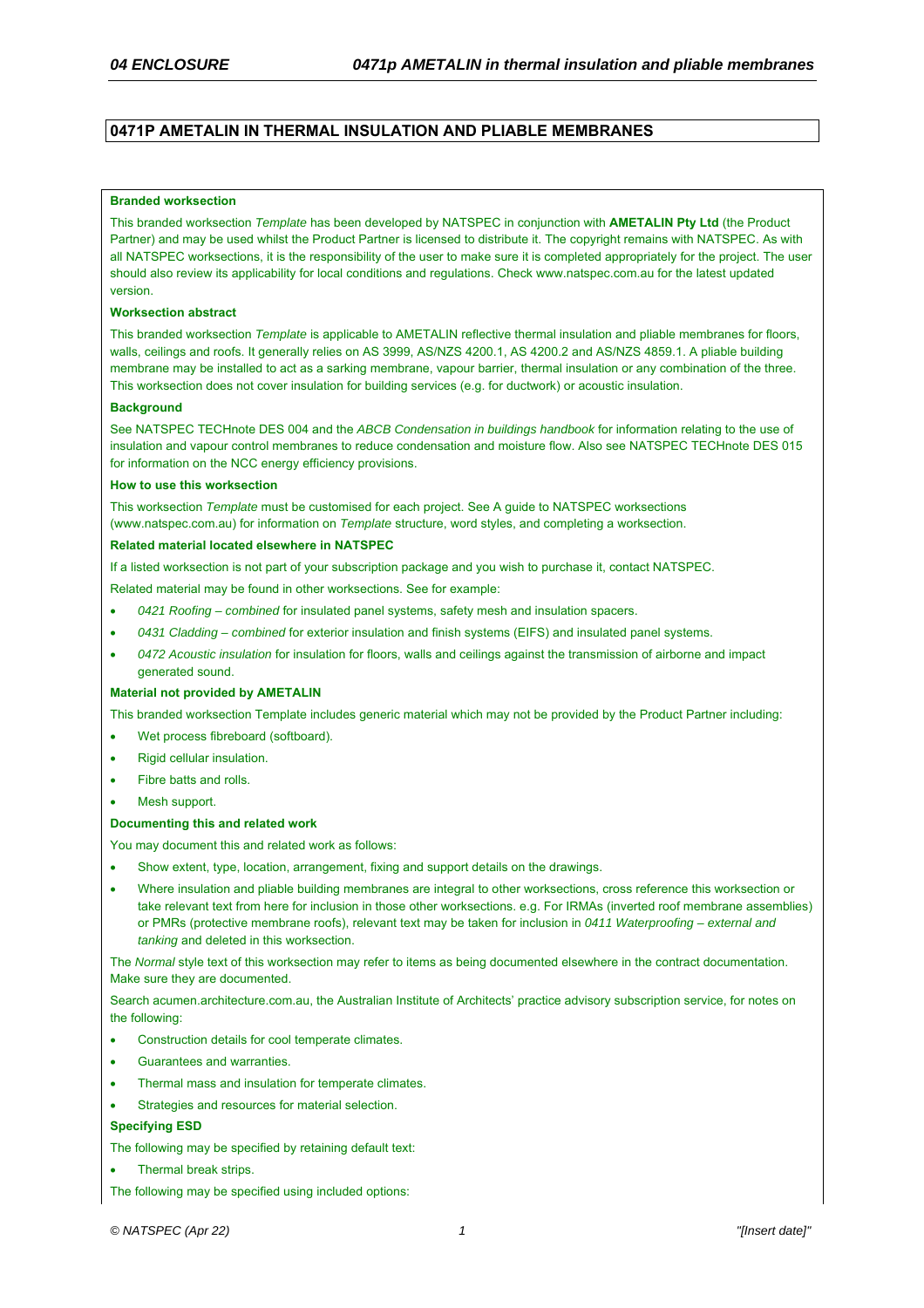# 0471P AMETALIN IN THERMAL INSULATION AND PLIABLE MEMBRANES

**Branded worksection**

This branded worksection *Template* has been developed by NATSPEC in conjunction with **AMETALIN Pty Ltd** (the Product Partner) and may be used whilst the Product Partner is licensed to distribute it. The copyright remains with NATSPEC. As with all NATSPEC worksections, it is the responsibility of the user to make sure it is completed appropriately for the project. The user should also review its applicability for local conditions and regulations. Check www.natspec.com.au for the latest updated version.

**Worksection abstract**

This branded worksection *Template* is applicable to AMETALIN reflective thermal insulation and pliable membranes for floors, walls, ceilings and roofs. It generally relies on AS 3999, AS/NZS 4200.1, AS 4200.2 and AS/NZS 4859.1. A pliable building membrane may be installed to act as a sarking membrane, vapour barrier, thermal insulation or any combination of the three. This worksection does not cover insulation for building services (e.g. for ductwork) or acoustic insulation.

**Background**

See NATSPEC TECHnote DES 004 and the *ABCB Condensation in buildings handbook* for information relating to the use of insulation and vapour control membranes to reduce condensation and moisture flow. Also see NATSPEC TECHnote DES 015 for information on the NCC energy efficiency provisions.

**How to use this worksection**

This worksection *Template* must be customised for each project. See A guide to NATSPEC worksections (www.natspec.com.au) for information on *Template* structure, word styles, and completing a worksection.

**Related material located elsewhere in NATSPEC**

If a listed worksection is not part of your subscription package and you wish to purchase it, contact NATSPEC.

Related material may be found in other worksections. See for example:

- *0421 Roofing – combined* for insulated panel systems, safety mesh and insulation spacers.
- *0431 Cladding – combined* for exterior insulation and finish systems (EIFS) and insulated panel systems.
- *0472 Acoustic insulation* for insulation for floors, walls and ceilings against the transmission of airborne and impact generated sound.

**Material not provided by AMETALIN**

This branded worksection Template includes generic material which may not be provided by the Product Partner including:

- Wet process fibreboard (softboard).
- Rigid cellular insulation.
- Fibre batts and rolls.
- Mesh support.

**Documenting this and related work**

You may document this and related work as follows:

- Show extent, type, location, arrangement, fixing and support details on the drawings.
- Where insulation and pliable building membranes are integral to other worksections, cross reference this worksection or take relevant text from here for inclusion in those other worksections. e.g. For IRMAs (inverted roof membrane assemblies) or PMRs (protective membrane roofs), relevant text may be taken for inclusion in *0411 Waterproofing – external and tanking* and deleted in this worksection.

The *Normal* style text of this worksection may refer to items as being documented elsewhere in the contract documentation. Make sure they are documented.

Search acumen.architecture.com.au, the Australian Institute of Architects' practice advisory subscription service, for notes on the following:

- Construction details for cool temperate climates.
- Guarantees and warranties.
- Thermal mass and insulation for temperate climates.
- Strategies and resources for material selection.

**Specifying ESD**

The following may be specified by retaining default text:

- Thermal break strips.

The following may be specified using included options: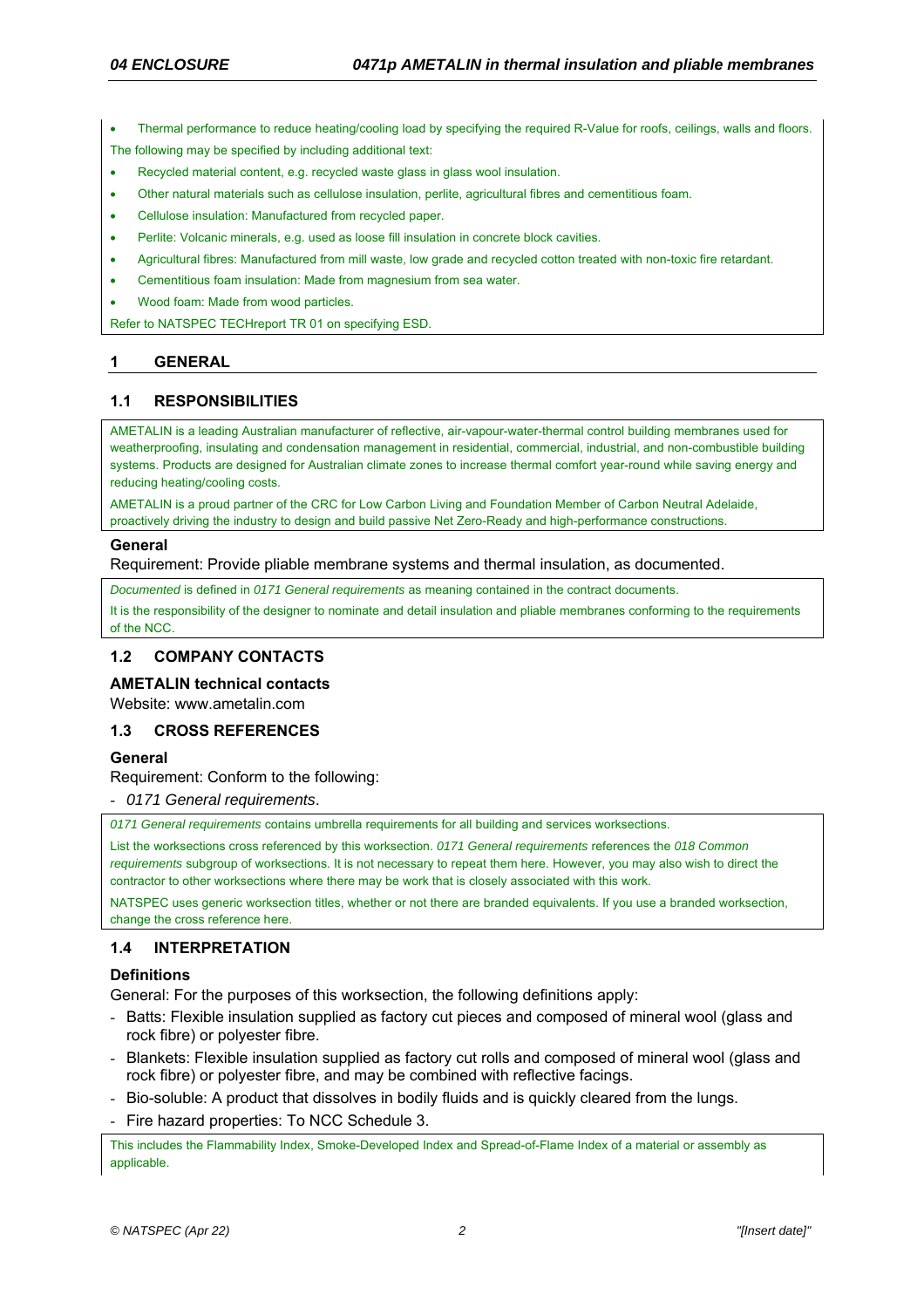- Thermal performance to reduce heating/cooling load by specifying the required R-Value for roofs, ceilings, walls and floors.

The following may be specified by including additional text:

- Recycled material content, e.g. recycled waste glass in glass wool insulation.
- Other natural materials such as cellulose insulation, perlite, agricultural fibres and cementitious foam.
- Cellulose insulation: Manufactured from recycled paper.
- Perlite: Volcanic minerals, e.g. used as loose fill insulation in concrete block cavities.
- Agricultural fibres: Manufactured from mill waste, low grade and recycled cotton treated with non-toxic fire retardant.
- Cementitious foam insulation: Made from magnesium from sea water.
- Wood foam: Made from wood particles.

Refer to NATSPEC TECHreport TR 01 on specifying ESD.

# 1 GENERAL

## 1.1 RESPONSIBILITIES

AMETALIN is a leading Australian manufacturer of reflective, air-vapour-water-thermal control building membranes used for weatherproofing, insulating and condensation management in residential, commercial, industrial, and non-combustible building systems. Products are designed for Australian climate zones to increase thermal comfort year-round while saving energy and reducing heating/cooling costs.

AMETALIN is a proud partner of the CRC for Low Carbon Living and Foundation Member of Carbon Neutral Adelaide, proactively driving the industry to design and build passive Net Zero-Ready and high-performance constructions.

### General

Requirement: Provide pliable membrane systems and thermal insulation, as documented.

*Documented* is defined in *0171 General requirements* as meaning contained in the contract documents.

It is the responsibility of the designer to nominate and detail insulation and pliable membranes conforming to the requirements of the NCC.

## 1.2 COMPANY CONTACTS

### AMETALIN technical contacts

Website: www.ametalin.com

## 1.3 CROSS REFERENCES

### General

Requirement: Conform to the following:

- *0171 General requirements*.

*0171 General requirements* contains umbrella requirements for all building and services worksections.

List the worksections cross referenced by this worksection. *0171 General requirements* references the *018 Common requirements* subgroup of worksections. It is not necessary to repeat them here. However, you may also wish to direct the contractor to other worksections where there may be work that is closely associated with this work.

NATSPEC uses generic worksection titles, whether or not there are branded equivalents. If you use a branded worksection, change the cross reference here.

## 1.4 INTERPRETATION

### Definitions

General: For the purposes of this worksection, the following definitions apply:

- Batts: Flexible insulation supplied as factory cut pieces and composed of mineral wool (glass and rock fibre) or polyester fibre.
- Blankets: Flexible insulation supplied as factory cut rolls and composed of mineral wool (glass and rock fibre) or polyester fibre, and may be combined with reflective facings.
- Bio-soluble: A product that dissolves in bodily fluids and is quickly cleared from the lungs.
- Fire hazard properties: To NCC Schedule 3.

This includes the Flammability Index, Smoke-Developed Index and Spread-of-Flame Index of a material or assembly as applicable.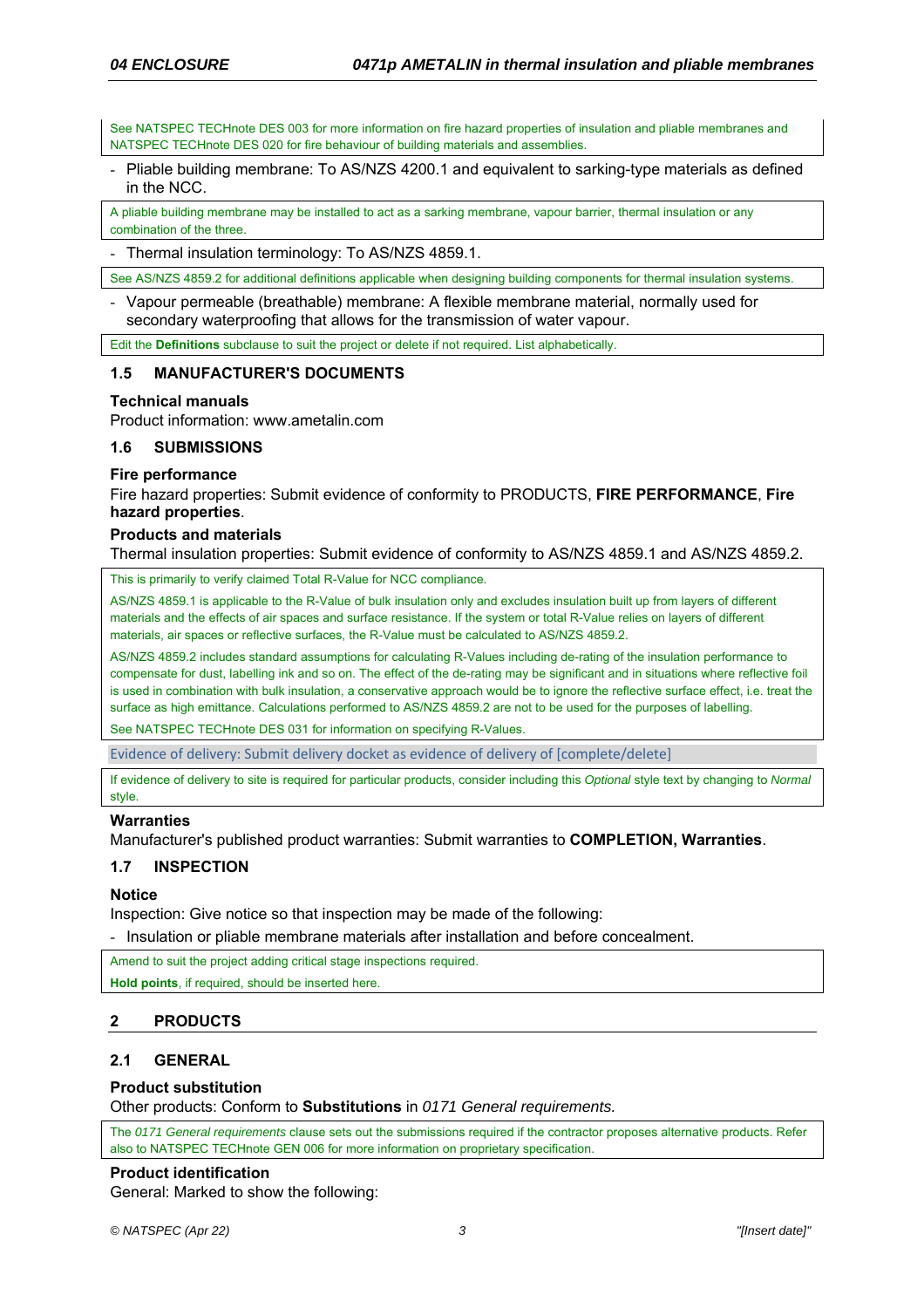See NATSPEC TECHnote DES 003 for more information on fire hazard properties of insulation and pliable membranes and NATSPEC TECHnote DES 020 for fire behaviour of building materials and assemblies.

- Pliable building membrane: To AS/NZS 4200.1 and equivalent to sarking-type materials as defined in the NCC.

A pliable building membrane may be installed to act as a sarking membrane, vapour barrier, thermal insulation or any combination of the three.

- Thermal insulation terminology: To AS/NZS 4859.1.

See AS/NZS 4859.2 for additional definitions applicable when designing building components for thermal insulation systems.

- Vapour permeable (breathable) membrane: A flexible membrane material, normally used for secondary waterproofing that allows for the transmission of water vapour.

Edit the **Definitions** subclause to suit the project or delete if not required. List alphabetically.

### 1.5 MANUFACTURER'S DOCUMENTS

**Technical manuals**

Product information: www.ametalin.com

### 1.6 SUBMISSIONS

**Fire performance**

Fire hazard properties: Submit evidence of conformity to PRODUCTS, **FIRE PERFORMANCE**, **Fire hazard properties**.

**Products and materials**

Thermal insulation properties: Submit evidence of conformity to AS/NZS 4859.1 and AS/NZS 4859.2.

This is primarily to verify claimed Total R-Value for NCC compliance.

AS/NZS 4859.1 is applicable to the R-Value of bulk insulation only and excludes insulation built up from layers of different materials and the effects of air spaces and surface resistance. If the system or total R-Value relies on layers of different materials, air spaces or reflective surfaces, the R-Value must be calculated to AS/NZS 4859.2.

AS/NZS 4859.2 includes standard assumptions for calculating R-Values including de-rating of the insulation performance to compensate for dust, labelling ink and so on. The effect of the de-rating may be significant and in situations where reflective foil is used in combination with bulk insulation, a conservative approach would be to ignore the reflective surface effect, i.e. treat the surface as high emittance. Calculations performed to AS/NZS 4859.2 are not to be used for the purposes of labelling.

See NATSPEC TECHnote DES 031 for information on specifying R-Values.

Evidence of delivery: Submit delivery docket as evidence of delivery of [complete/delete]

If evidence of delivery to site is required for particular products, consider including this *Optional* style text by changing to *Normal* style.

**Warranties**

Manufacturer's published product warranties: Submit warranties to **COMPLETION, Warranties**.

### 1.7 INSPECTION

**Notice**

Inspection: Give notice so that inspection may be made of the following:

- Insulation or pliable membrane materials after installation and before concealment.

Amend to suit the project adding critical stage inspections required.

**Hold points**, if required, should be inserted here.

## 2 PRODUCTS

### 2.1 GENERAL

**Product substitution**

Other products: Conform to **Substitutions** in *0171 General requirements.*

The *0171 General requirements* clause sets out the submissions required if the contractor proposes alternative products. Refer also to NATSPEC TECHnote GEN 006 for more information on proprietary specification.

**Product identification**

General: Marked to show the following: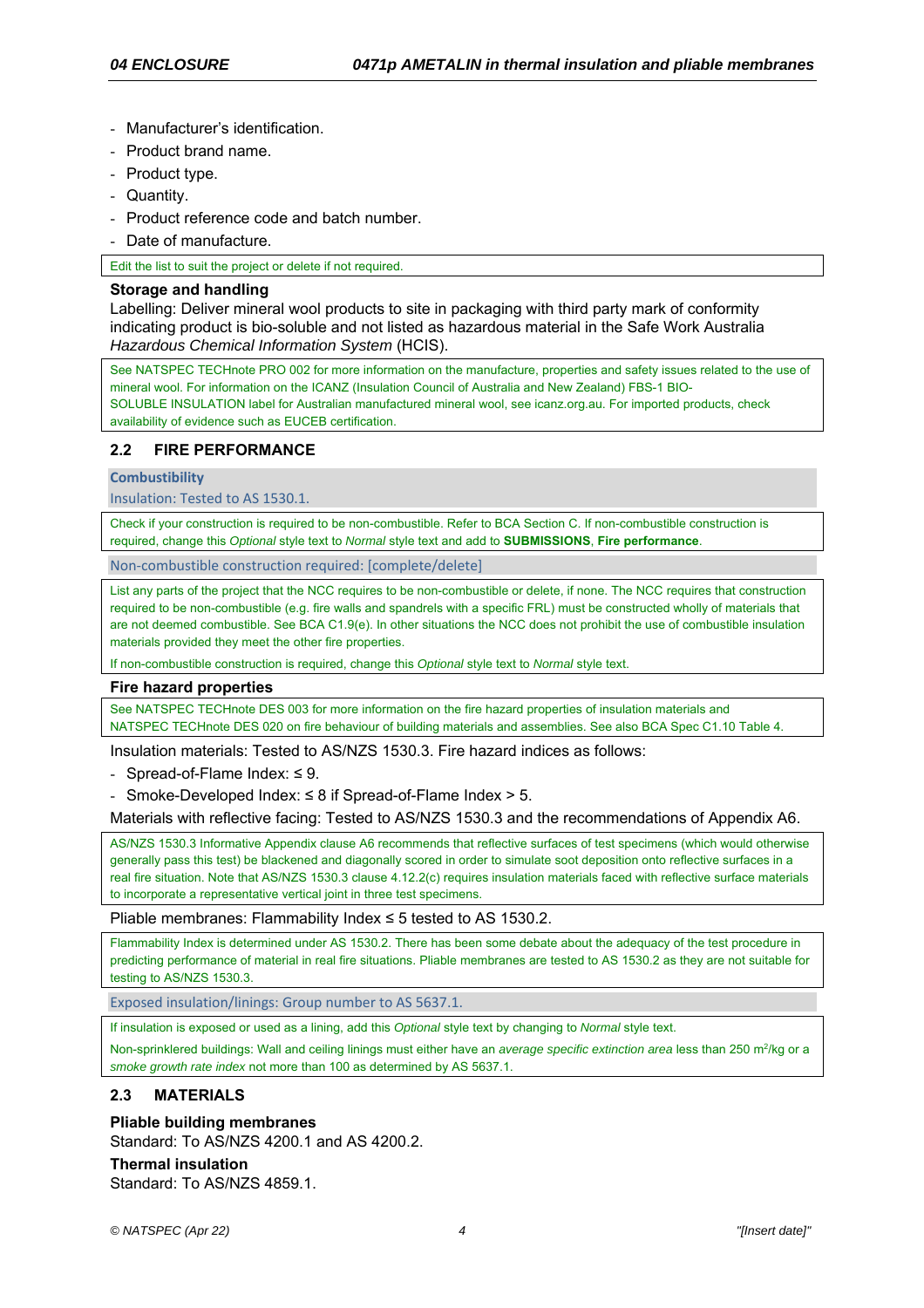- Manufacturer's identification.
- Product brand name.
- Product type.
- Quantity.
- Product reference code and batch number.
- Date of manufacture.

Edit the list to suit the project or delete if not required.

**Storage and handling**

Labelling: Deliver mineral wool products to site in packaging with third party mark of conformity indicating product is bio-soluble and not listed as hazardous material in the Safe Work Australia *Hazardous Chemical Information System* (HCIS).

See NATSPEC TECHnote PRO 002 for more information on the manufacture, properties and safety issues related to the use of mineral wool. For information on the ICANZ (Insulation Council of Australia and New Zealand) FBS-1 BIO-SOLUBLE INSULATION label for Australian manufactured mineral wool, see icanz.org.au. For imported products, check availability of evidence such as EUCEB certification.

## 2.2 FIRE PERFORMANCE

**Combustibility**

Insulation: Tested to AS 1530.1.

Check if your construction is required to be non-combustible. Refer to BCA Section C. If non-combustible construction is required, change this *Optional* style text to *Normal* style text and add to **SUBMISSIONS**, **Fire performance**.

Non-combustible construction required: [complete/delete]

List any parts of the project that the NCC requires to be non-combustible or delete, if none. The NCC requires that construction required to be non-combustible (e.g. fire walls and spandrels with a specific FRL) must be constructed wholly of materials that are not deemed combustible. See BCA C1.9(e). In other situations the NCC does not prohibit the use of combustible insulation materials provided they meet the other fire properties.

If non-combustible construction is required, change this *Optional* style text to *Normal* style text.

**Fire hazard properties**

See NATSPEC TECHnote DES 003 for more information on the fire hazard properties of insulation materials and NATSPEC TECHnote DES 020 on fire behaviour of building materials and assemblies. See also BCA Spec C1.10 Table 4.

Insulation materials: Tested to AS/NZS 1530.3. Fire hazard indices as follows:

- Spread-of-Flame Index: ≤ 9.
- Smoke-Developed Index: ≤ 8 if Spread-of-Flame Index > 5.

Materials with reflective facing: Tested to AS/NZS 1530.3 and the recommendations of Appendix A6.

AS/NZS 1530.3 Informative Appendix clause A6 recommends that reflective surfaces of test specimens (which would otherwise generally pass this test) be blackened and diagonally scored in order to simulate soot deposition onto reflective surfaces in a real fire situation. Note that AS/NZS 1530.3 clause 4.12.2(c) requires insulation materials faced with reflective surface materials to incorporate a representative vertical joint in three test specimens.

Pliable membranes: Flammability Index ≤ 5 tested to AS 1530.2.

Flammability Index is determined under AS 1530.2. There has been some debate about the adequacy of the test procedure in predicting performance of material in real fire situations. Pliable membranes are tested to AS 1530.2 as they are not suitable for testing to AS/NZS 1530.3.

Exposed insulation/linings: Group number to AS 5637.1.

If insulation is exposed or used as a lining, add this *Optional* style text by changing to *Normal* style text.

Non-sprinklered buildings: Wall and ceiling linings must either have an *average specific extinction area* less than 250 m$^2$/kg or a *smoke growth rate index* not more than 100 as determined by AS 5637.1.

## 2.3 MATERIALS

**Pliable building membranes**

Standard: To AS/NZS 4200.1 and AS 4200.2.

**Thermal insulation**

Standard: To AS/NZS 4859.1.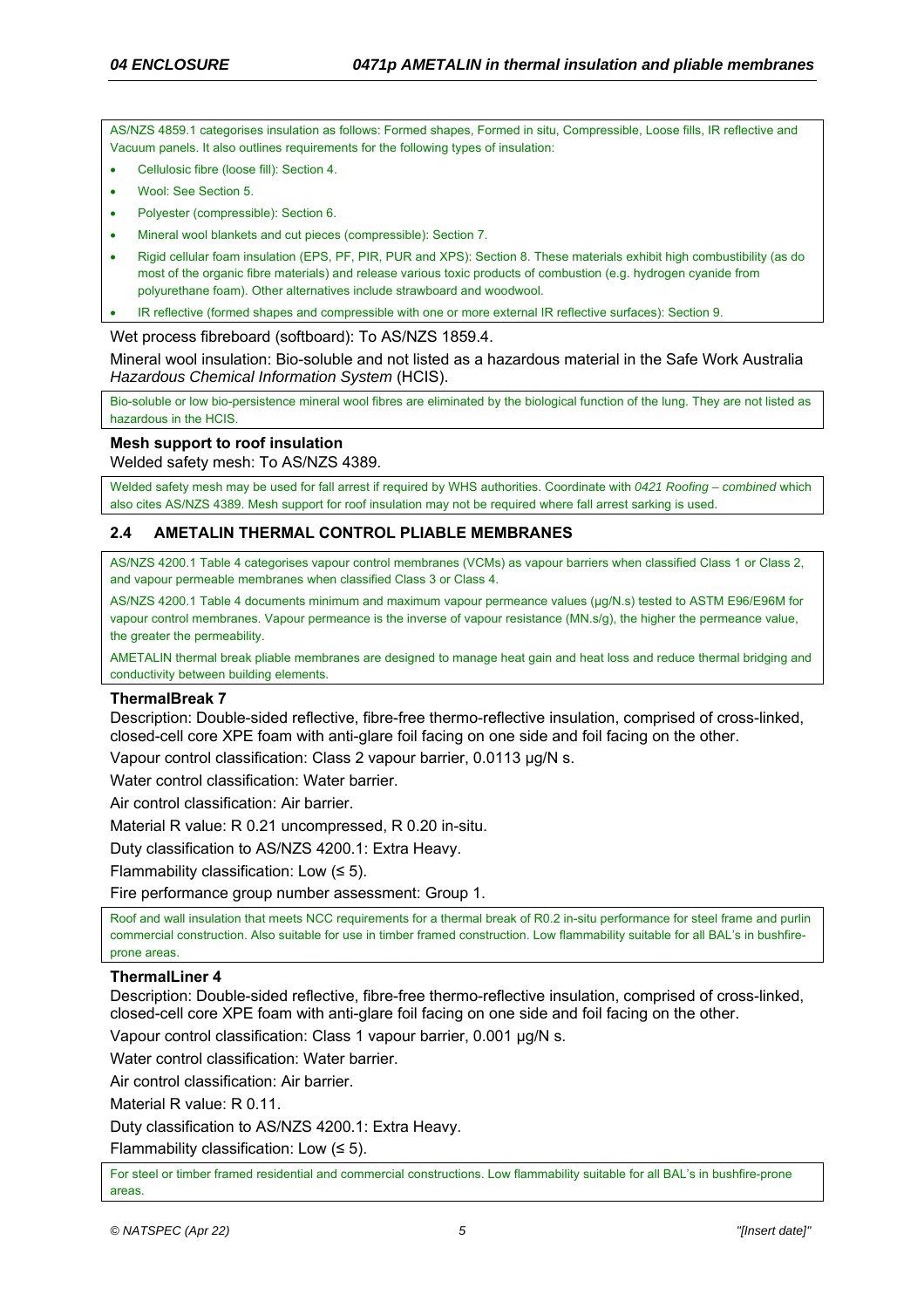AS/NZS 4859.1 categorises insulation as follows: Formed shapes, Formed in situ, Compressible, Loose fills, IR reflective and Vacuum panels. It also outlines requirements for the following types of insulation:

- Cellulosic fibre (loose fill): Section 4.
- Wool: See Section 5.
- Polyester (compressible): Section 6.
- Mineral wool blankets and cut pieces (compressible): Section 7.
- Rigid cellular foam insulation (EPS, PF, PIR, PUR and XPS): Section 8. These materials exhibit high combustibility (as do most of the organic fibre materials) and release various toxic products of combustion (e.g. hydrogen cyanide from polyurethane foam). Other alternatives include strawboard and woodwool.
- IR reflective (formed shapes and compressible with one or more external IR reflective surfaces): Section 9.

Wet process fibreboard (softboard): To AS/NZS 1859.4.

Mineral wool insulation: Bio-soluble and not listed as a hazardous material in the Safe Work Australia *Hazardous Chemical Information System* (HCIS).

Bio-soluble or low bio-persistence mineral wool fibres are eliminated by the biological function of the lung. They are not listed as hazardous in the HCIS.

**Mesh support to roof insulation**

Welded safety mesh: To AS/NZS 4389.

Welded safety mesh may be used for fall arrest if required by WHS authorities. Coordinate with *0421 Roofing – combined* which also cites AS/NZS 4389. Mesh support for roof insulation may not be required where fall arrest sarking is used.

## 2.4 AMETALIN THERMAL CONTROL PLIABLE MEMBRANES

AS/NZS 4200.1 Table 4 categorises vapour control membranes (VCMs) as vapour barriers when classified Class 1 or Class 2, and vapour permeable membranes when classified Class 3 or Class 4.

AS/NZS 4200.1 Table 4 documents minimum and maximum vapour permeance values (µg/N.s) tested to ASTM E96/E96M for vapour control membranes. Vapour permeance is the inverse of vapour resistance (MN.s/g), the higher the permeance value, the greater the permeability.

AMETALIN thermal break pliable membranes are designed to manage heat gain and heat loss and reduce thermal bridging and conductivity between building elements.

**ThermalBreak 7**

Description: Double-sided reflective, fibre-free thermo-reflective insulation, comprised of cross-linked, closed-cell core XPE foam with anti-glare foil facing on one side and foil facing on the other.

Vapour control classification: Class 2 vapour barrier, 0.0113 µg/N s.

Water control classification: Water barrier.

Air control classification: Air barrier.

Material R value: R 0.21 uncompressed, R 0.20 in-situ.

Duty classification to AS/NZS 4200.1: Extra Heavy.

Flammability classification: Low (≤ 5).

Fire performance group number assessment: Group 1.

Roof and wall insulation that meets NCC requirements for a thermal break of R0.2 in-situ performance for steel frame and purlin commercial construction. Also suitable for use in timber framed construction. Low flammability suitable for all BAL's in bushfire-prone areas.

**ThermalLiner 4**

Description: Double-sided reflective, fibre-free thermo-reflective insulation, comprised of cross-linked, closed-cell core XPE foam with anti-glare foil facing on one side and foil facing on the other.

Vapour control classification: Class 1 vapour barrier, 0.001 µg/N s.

Water control classification: Water barrier.

Air control classification: Air barrier.

Material R value: R 0.11.

Duty classification to AS/NZS 4200.1: Extra Heavy.

Flammability classification: Low (≤ 5).

For steel or timber framed residential and commercial constructions. Low flammability suitable for all BAL's in bushfire-prone areas.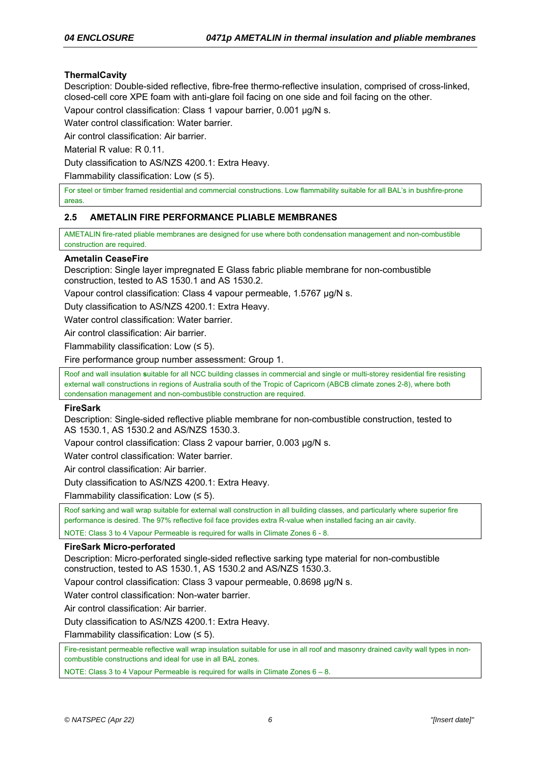**ThermalCavity**

Description: Double-sided reflective, fibre-free thermo-reflective insulation, comprised of cross-linked, closed-cell core XPE foam with anti-glare foil facing on one side and foil facing on the other.

Vapour control classification: Class 1 vapour barrier, 0.001 µg/N s.

Water control classification: Water barrier.

Air control classification: Air barrier.

Material R value: R 0.11.

Duty classification to AS/NZS 4200.1: Extra Heavy.

Flammability classification: Low (≤ 5).

> For steel or timber framed residential and commercial constructions. Low flammability suitable for all BAL's in bushfire-prone areas.

## 2.5 AMETALIN FIRE PERFORMANCE PLIABLE MEMBRANES

> AMETALIN fire-rated pliable membranes are designed for use where both condensation management and non-combustible construction are required.

**Ametalin CeaseFire**

Description: Single layer impregnated E Glass fabric pliable membrane for non-combustible construction, tested to AS 1530.1 and AS 1530.2.

Vapour control classification: Class 4 vapour permeable, 1.5767 µg/N s.

Duty classification to AS/NZS 4200.1: Extra Heavy.

Water control classification: Water barrier.

Air control classification: Air barrier.

Flammability classification: Low (≤ 5).

Fire performance group number assessment: Group 1.

> Roof and wall insulation suitable for all NCC building classes in commercial and single or multi-storey residential fire resisting external wall constructions in regions of Australia south of the Tropic of Capricorn (ABCB climate zones 2-8), where both condensation management and non-combustible construction are required.

**FireSark**

Description: Single-sided reflective pliable membrane for non-combustible construction, tested to AS 1530.1, AS 1530.2 and AS/NZS 1530.3.

Vapour control classification: Class 2 vapour barrier, 0.003 µg/N s.

Water control classification: Water barrier.

Air control classification: Air barrier.

Duty classification to AS/NZS 4200.1: Extra Heavy.

Flammability classification: Low (≤ 5).

> Roof sarking and wall wrap suitable for external wall construction in all building classes, and particularly where superior fire performance is desired. The 97% reflective foil face provides extra R-value when installed facing an air cavity.
>
> NOTE: Class 3 to 4 Vapour Permeable is required for walls in Climate Zones 6 - 8.

**FireSark Micro-perforated**

Description: Micro-perforated single-sided reflective sarking type material for non-combustible construction, tested to AS 1530.1, AS 1530.2 and AS/NZS 1530.3.

Vapour control classification: Class 3 vapour permeable, 0.8698 µg/N s.

Water control classification: Non-water barrier.

Air control classification: Air barrier.

Duty classification to AS/NZS 4200.1: Extra Heavy.

Flammability classification: Low (≤ 5).

> Fire-resistant permeable reflective wall wrap insulation suitable for use in all roof and masonry drained cavity wall types in non-combustible constructions and ideal for use in all BAL zones.
>
> NOTE: Class 3 to 4 Vapour Permeable is required for walls in Climate Zones 6 – 8.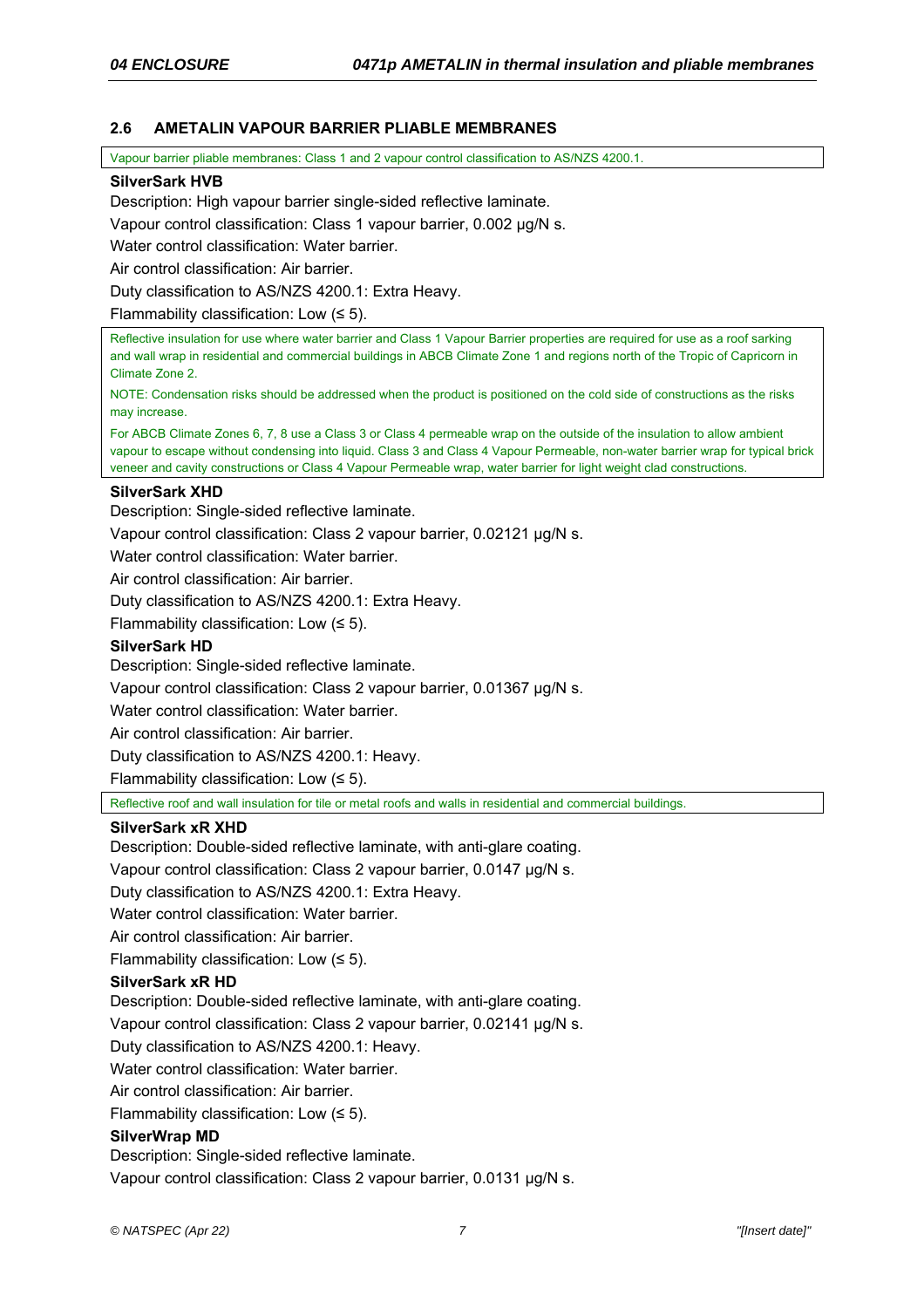## 2.6 AMETALIN VAPOUR BARRIER PLIABLE MEMBRANES

Vapour barrier pliable membranes: Class 1 and 2 vapour control classification to AS/NZS 4200.1.

**SilverSark HVB**

Description: High vapour barrier single-sided reflective laminate.

Vapour control classification: Class 1 vapour barrier, 0.002 μg/N s.

Water control classification: Water barrier.

Air control classification: Air barrier.

Duty classification to AS/NZS 4200.1: Extra Heavy.

Flammability classification: Low (≤ 5).

Reflective insulation for use where water barrier and Class 1 Vapour Barrier properties are required for use as a roof sarking and wall wrap in residential and commercial buildings in ABCB Climate Zone 1 and regions north of the Tropic of Capricorn in Climate Zone 2.

NOTE: Condensation risks should be addressed when the product is positioned on the cold side of constructions as the risks may increase.

For ABCB Climate Zones 6, 7, 8 use a Class 3 or Class 4 permeable wrap on the outside of the insulation to allow ambient vapour to escape without condensing into liquid. Class 3 and Class 4 Vapour Permeable, non-water barrier wrap for typical brick veneer and cavity constructions or Class 4 Vapour Permeable wrap, water barrier for light weight clad constructions.

**SilverSark XHD**

Description: Single-sided reflective laminate.

Vapour control classification: Class 2 vapour barrier, 0.02121 μg/N s.

Water control classification: Water barrier.

Air control classification: Air barrier.

Duty classification to AS/NZS 4200.1: Extra Heavy.

Flammability classification: Low (≤ 5).

**SilverSark HD**

Description: Single-sided reflective laminate.

Vapour control classification: Class 2 vapour barrier, 0.01367 μg/N s.

Water control classification: Water barrier.

Air control classification: Air barrier.

Duty classification to AS/NZS 4200.1: Heavy.

Flammability classification: Low (≤ 5).

Reflective roof and wall insulation for tile or metal roofs and walls in residential and commercial buildings.

**SilverSark xR XHD**

Description: Double-sided reflective laminate, with anti-glare coating.

Vapour control classification: Class 2 vapour barrier, 0.0147 μg/N s.

Duty classification to AS/NZS 4200.1: Extra Heavy.

Water control classification: Water barrier.

Air control classification: Air barrier.

Flammability classification: Low (≤ 5).

**SilverSark xR HD**

Description: Double-sided reflective laminate, with anti-glare coating.

Vapour control classification: Class 2 vapour barrier, 0.02141 μg/N s.

Duty classification to AS/NZS 4200.1: Heavy.

Water control classification: Water barrier.

Air control classification: Air barrier.

Flammability classification: Low (≤ 5).

**SilverWrap MD**

Description: Single-sided reflective laminate.

Vapour control classification: Class 2 vapour barrier, 0.0131 μg/N s.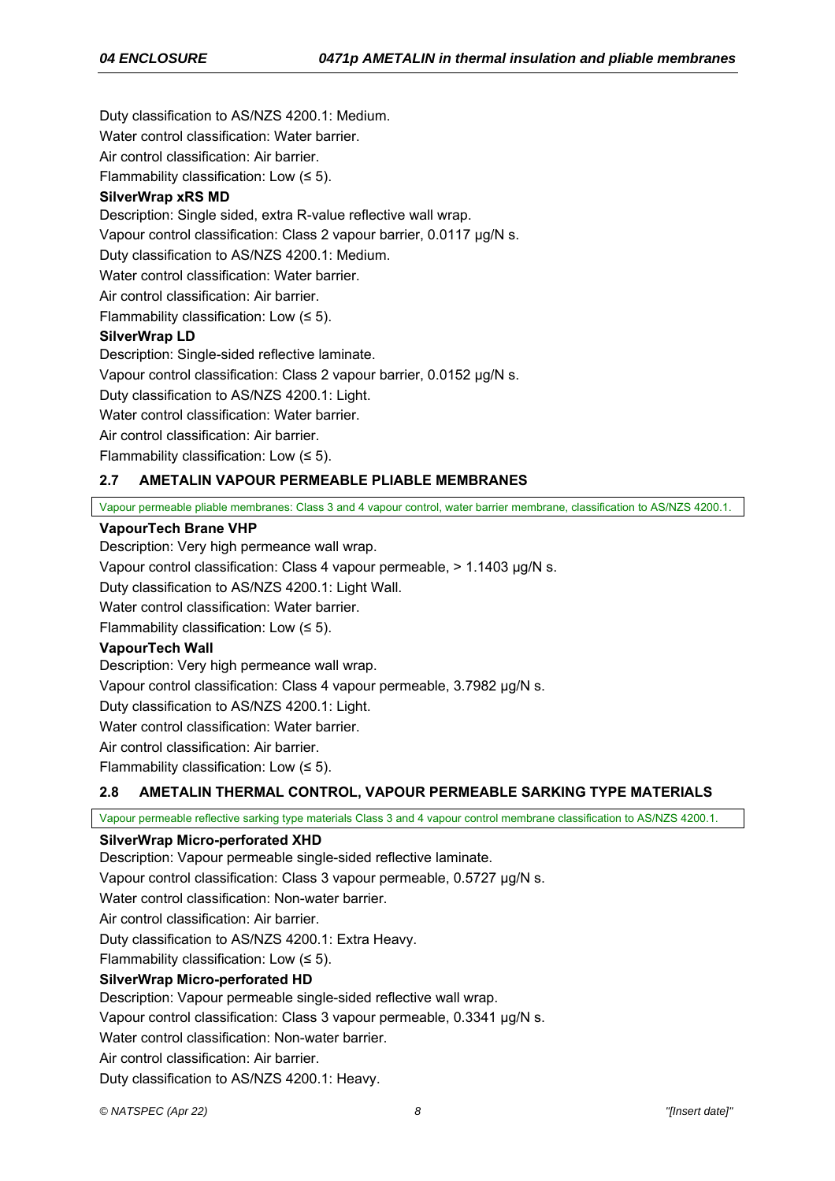Duty classification to AS/NZS 4200.1: Medium.

Water control classification: Water barrier.

Air control classification: Air barrier.

Flammability classification: Low (≤ 5).

**SilverWrap xRS MD**

Description: Single sided, extra R-value reflective wall wrap.

Vapour control classification: Class 2 vapour barrier, 0.0117 µg/N s.

Duty classification to AS/NZS 4200.1: Medium.

Water control classification: Water barrier.

Air control classification: Air barrier.

Flammability classification: Low (≤ 5).

**SilverWrap LD**

Description: Single-sided reflective laminate.

Vapour control classification: Class 2 vapour barrier, 0.0152 µg/N s.

Duty classification to AS/NZS 4200.1: Light.

Water control classification: Water barrier.

Air control classification: Air barrier.

Flammability classification: Low (≤ 5).

## 2.7 AMETALIN VAPOUR PERMEABLE PLIABLE MEMBRANES

Vapour permeable pliable membranes: Class 3 and 4 vapour control, water barrier membrane, classification to AS/NZS 4200.1.

**VapourTech Brane VHP**

Description: Very high permeance wall wrap.

Vapour control classification: Class 4 vapour permeable, > 1.1403 µg/N s.

Duty classification to AS/NZS 4200.1: Light Wall.

Water control classification: Water barrier.

Flammability classification: Low (≤ 5).

**VapourTech Wall**

Description: Very high permeance wall wrap.

Vapour control classification: Class 4 vapour permeable, 3.7982 µg/N s.

Duty classification to AS/NZS 4200.1: Light.

Water control classification: Water barrier.

Air control classification: Air barrier.

Flammability classification: Low (≤ 5).

## 2.8 AMETALIN THERMAL CONTROL, VAPOUR PERMEABLE SARKING TYPE MATERIALS

Vapour permeable reflective sarking type materials Class 3 and 4 vapour control membrane classification to AS/NZS 4200.1.

**SilverWrap Micro-perforated XHD**

Description: Vapour permeable single-sided reflective laminate.

Vapour control classification: Class 3 vapour permeable, 0.5727 µg/N s.

Water control classification: Non-water barrier.

Air control classification: Air barrier.

Duty classification to AS/NZS 4200.1: Extra Heavy.

Flammability classification: Low (≤ 5).

**SilverWrap Micro-perforated HD**

Description: Vapour permeable single-sided reflective wall wrap.

Vapour control classification: Class 3 vapour permeable, 0.3341 µg/N s.

Water control classification: Non-water barrier.

Air control classification: Air barrier.

Duty classification to AS/NZS 4200.1: Heavy.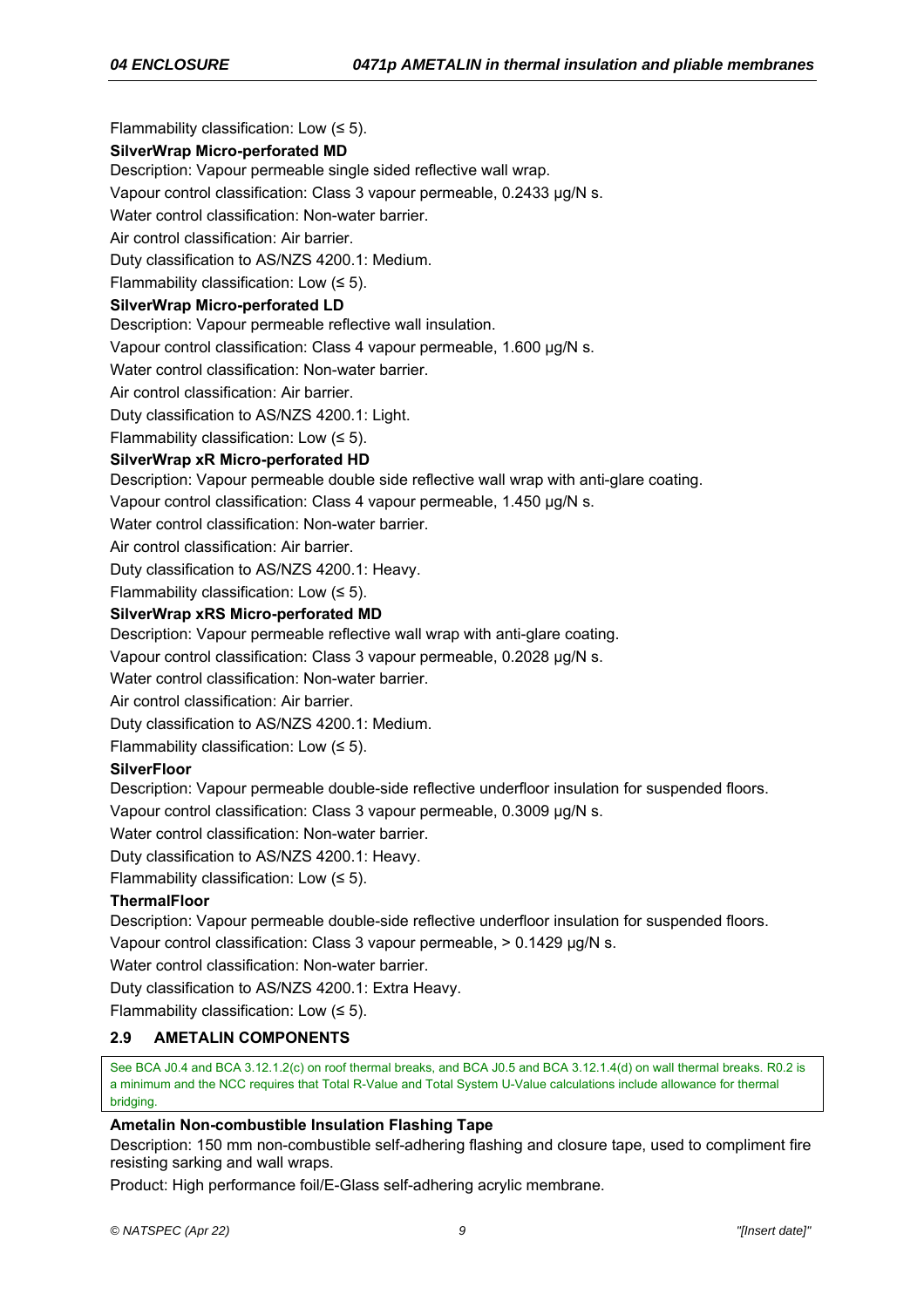Flammability classification: Low (≤ 5).

**SilverWrap Micro-perforated MD**

Description: Vapour permeable single sided reflective wall wrap.

Vapour control classification: Class 3 vapour permeable, 0.2433 µg/N s.

Water control classification: Non-water barrier.

Air control classification: Air barrier.

Duty classification to AS/NZS 4200.1: Medium.

Flammability classification: Low (≤ 5).

**SilverWrap Micro-perforated LD**

Description: Vapour permeable reflective wall insulation.

Vapour control classification: Class 4 vapour permeable, 1.600 µg/N s.

Water control classification: Non-water barrier.

Air control classification: Air barrier.

Duty classification to AS/NZS 4200.1: Light.

Flammability classification: Low (≤ 5).

**SilverWrap xR Micro-perforated HD**

Description: Vapour permeable double side reflective wall wrap with anti-glare coating.

Vapour control classification: Class 4 vapour permeable, 1.450 µg/N s.

Water control classification: Non-water barrier.

Air control classification: Air barrier.

Duty classification to AS/NZS 4200.1: Heavy.

Flammability classification: Low (≤ 5).

**SilverWrap xRS Micro-perforated MD**

Description: Vapour permeable reflective wall wrap with anti-glare coating.

Vapour control classification: Class 3 vapour permeable, 0.2028 µg/N s.

Water control classification: Non-water barrier.

Air control classification: Air barrier.

Duty classification to AS/NZS 4200.1: Medium.

Flammability classification: Low (≤ 5).

**SilverFloor**

Description: Vapour permeable double-side reflective underfloor insulation for suspended floors.

Vapour control classification: Class 3 vapour permeable, 0.3009 µg/N s.

Water control classification: Non-water barrier.

Duty classification to AS/NZS 4200.1: Heavy.

Flammability classification: Low (≤ 5).

**ThermalFloor**

Description: Vapour permeable double-side reflective underfloor insulation for suspended floors.

Vapour control classification: Class 3 vapour permeable, > 0.1429 µg/N s.

Water control classification: Non-water barrier.

Duty classification to AS/NZS 4200.1: Extra Heavy.

Flammability classification: Low (≤ 5).

## 2.9 AMETALIN COMPONENTS

See BCA J0.4 and BCA 3.12.1.2(c) on roof thermal breaks, and BCA J0.5 and BCA 3.12.1.4(d) on wall thermal breaks. R0.2 is a minimum and the NCC requires that Total R-Value and Total System U-Value calculations include allowance for thermal bridging.

**Ametalin Non-combustible Insulation Flashing Tape**

Description: 150 mm non-combustible self-adhering flashing and closure tape, used to compliment fire resisting sarking and wall wraps.

Product: High performance foil/E-Glass self-adhering acrylic membrane.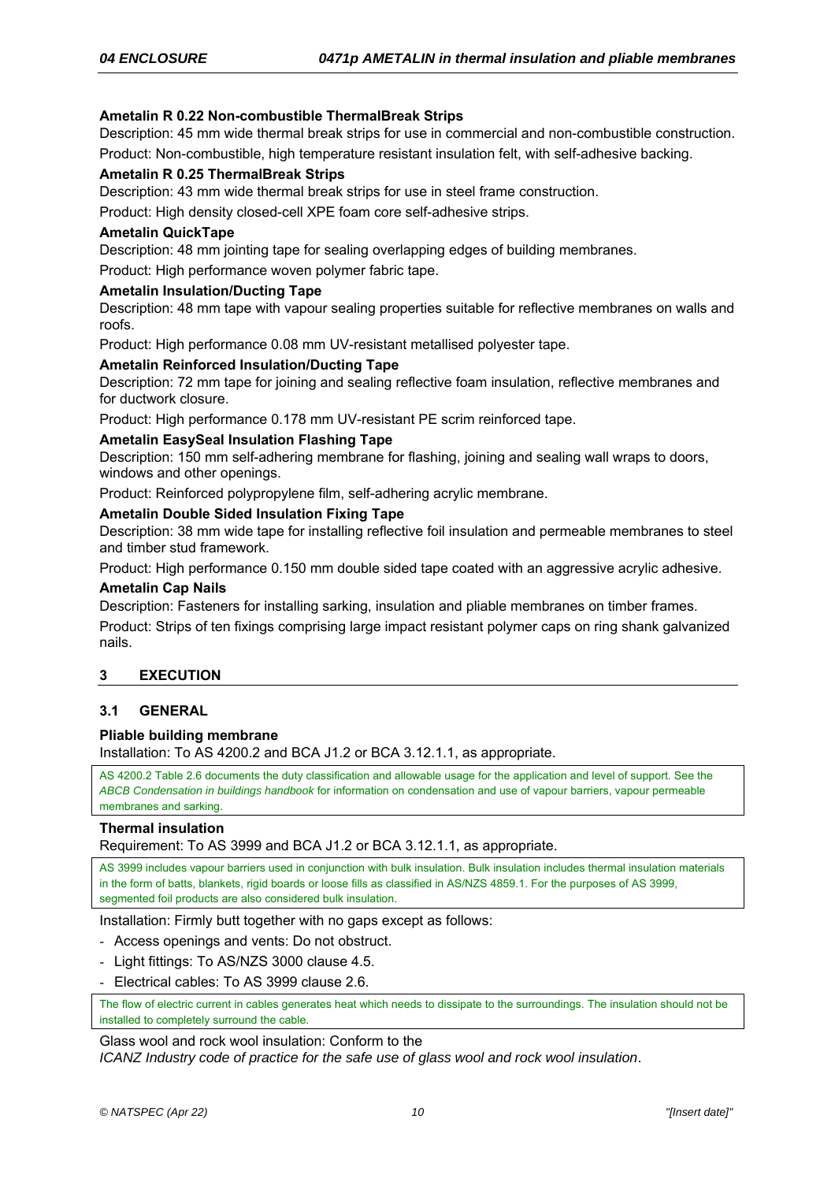**Ametalin R 0.22 Non-combustible ThermalBreak Strips**

Description: 45 mm wide thermal break strips for use in commercial and non-combustible construction.

Product: Non-combustible, high temperature resistant insulation felt, with self-adhesive backing.

**Ametalin R 0.25 ThermalBreak Strips**

Description: 43 mm wide thermal break strips for use in steel frame construction.

Product: High density closed-cell XPE foam core self-adhesive strips.

**Ametalin QuickTape**

Description: 48 mm jointing tape for sealing overlapping edges of building membranes.

Product: High performance woven polymer fabric tape.

**Ametalin Insulation/Ducting Tape**

Description: 48 mm tape with vapour sealing properties suitable for reflective membranes on walls and roofs.

Product: High performance 0.08 mm UV-resistant metallised polyester tape.

**Ametalin Reinforced Insulation/Ducting Tape**

Description: 72 mm tape for joining and sealing reflective foam insulation, reflective membranes and for ductwork closure.

Product: High performance 0.178 mm UV-resistant PE scrim reinforced tape.

**Ametalin EasySeal Insulation Flashing Tape**

Description: 150 mm self-adhering membrane for flashing, joining and sealing wall wraps to doors, windows and other openings.

Product: Reinforced polypropylene film, self-adhering acrylic membrane.

**Ametalin Double Sided Insulation Fixing Tape**

Description: 38 mm wide tape for installing reflective foil insulation and permeable membranes to steel and timber stud framework.

Product: High performance 0.150 mm double sided tape coated with an aggressive acrylic adhesive.

**Ametalin Cap Nails**

Description: Fasteners for installing sarking, insulation and pliable membranes on timber frames.

Product: Strips of ten fixings comprising large impact resistant polymer caps on ring shank galvanized nails.

## 3 EXECUTION

### 3.1 GENERAL

**Pliable building membrane**

Installation: To AS 4200.2 and BCA J1.2 or BCA 3.12.1.1, as appropriate.

> AS 4200.2 Table 2.6 documents the duty classification and allowable usage for the application and level of support. See the *ABCB Condensation in buildings handbook* for information on condensation and use of vapour barriers, vapour permeable membranes and sarking.

**Thermal insulation**

Requirement: To AS 3999 and BCA J1.2 or BCA 3.12.1.1, as appropriate.

> AS 3999 includes vapour barriers used in conjunction with bulk insulation. Bulk insulation includes thermal insulation materials in the form of batts, blankets, rigid boards or loose fills as classified in AS/NZS 4859.1. For the purposes of AS 3999, segmented foil products are also considered bulk insulation.

Installation: Firmly butt together with no gaps except as follows:

- Access openings and vents: Do not obstruct.
- Light fittings: To AS/NZS 3000 clause 4.5.
- Electrical cables: To AS 3999 clause 2.6.

> The flow of electric current in cables generates heat which needs to dissipate to the surroundings. The insulation should not be installed to completely surround the cable.

Glass wool and rock wool insulation: Conform to the *ICANZ Industry code of practice for the safe use of glass wool and rock wool insulation*.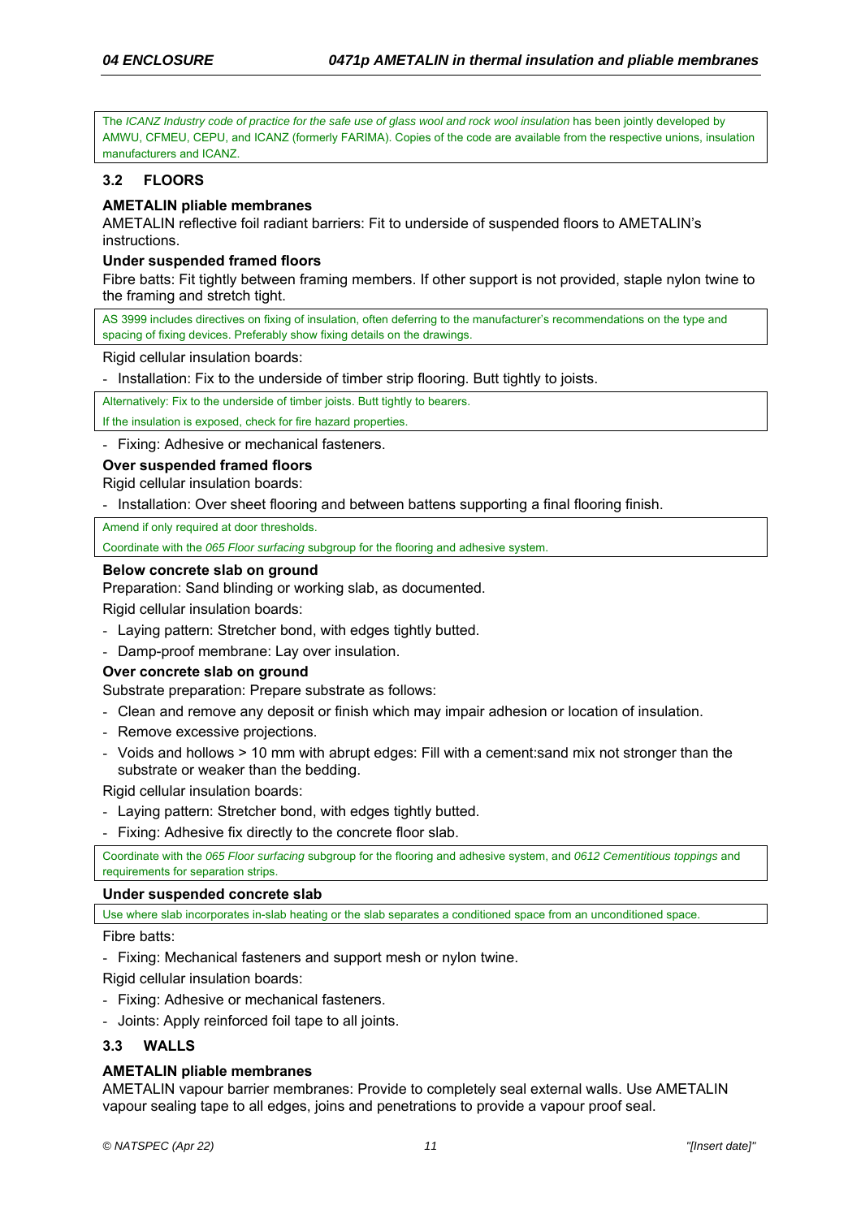The *ICANZ Industry code of practice for the safe use of glass wool and rock wool insulation* has been jointly developed by AMWU, CFMEU, CEPU, and ICANZ (formerly FARIMA). Copies of the code are available from the respective unions, insulation manufacturers and ICANZ.

### 3.2 FLOORS

**AMETALIN pliable membranes**

AMETALIN reflective foil radiant barriers: Fit to underside of suspended floors to AMETALIN's instructions.

**Under suspended framed floors**

Fibre batts: Fit tightly between framing members. If other support is not provided, staple nylon twine to the framing and stretch tight.

AS 3999 includes directives on fixing of insulation, often deferring to the manufacturer's recommendations on the type and spacing of fixing devices. Preferably show fixing details on the drawings.

Rigid cellular insulation boards:

- Installation: Fix to the underside of timber strip flooring. Butt tightly to joists.

Alternatively: Fix to the underside of timber joists. Butt tightly to bearers.

If the insulation is exposed, check for fire hazard properties.

- Fixing: Adhesive or mechanical fasteners.

**Over suspended framed floors**

Rigid cellular insulation boards:

- Installation: Over sheet flooring and between battens supporting a final flooring finish.

Amend if only required at door thresholds.

Coordinate with the *065 Floor surfacing* subgroup for the flooring and adhesive system.

**Below concrete slab on ground**

Preparation: Sand blinding or working slab, as documented.

Rigid cellular insulation boards:

- Laying pattern: Stretcher bond, with edges tightly butted.
- Damp-proof membrane: Lay over insulation.

**Over concrete slab on ground**

Substrate preparation: Prepare substrate as follows:

- Clean and remove any deposit or finish which may impair adhesion or location of insulation.
- Remove excessive projections.
- Voids and hollows > 10 mm with abrupt edges: Fill with a cement:sand mix not stronger than the substrate or weaker than the bedding.

Rigid cellular insulation boards:

- Laying pattern: Stretcher bond, with edges tightly butted.
- Fixing: Adhesive fix directly to the concrete floor slab.

Coordinate with the *065 Floor surfacing* subgroup for the flooring and adhesive system, and *0612 Cementitious toppings* and requirements for separation strips.

**Under suspended concrete slab**

Use where slab incorporates in-slab heating or the slab separates a conditioned space from an unconditioned space.

Fibre batts:

- Fixing: Mechanical fasteners and support mesh or nylon twine.

Rigid cellular insulation boards:

- Fixing: Adhesive or mechanical fasteners.
- Joints: Apply reinforced foil tape to all joints.

### 3.3 WALLS

**AMETALIN pliable membranes**

AMETALIN vapour barrier membranes: Provide to completely seal external walls. Use AMETALIN vapour sealing tape to all edges, joins and penetrations to provide a vapour proof seal.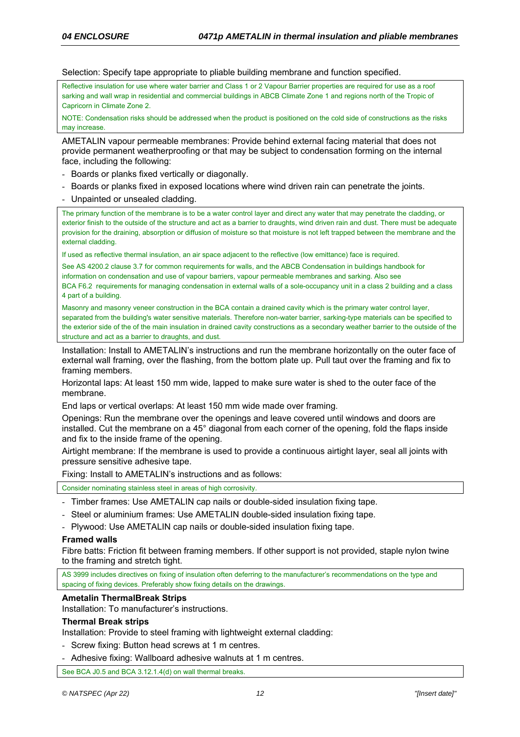Selection: Specify tape appropriate to pliable building membrane and function specified.

Reflective insulation for use where water barrier and Class 1 or 2 Vapour Barrier properties are required for use as a roof sarking and wall wrap in residential and commercial buildings in ABCB Climate Zone 1 and regions north of the Tropic of Capricorn in Climate Zone 2.

NOTE: Condensation risks should be addressed when the product is positioned on the cold side of constructions as the risks may increase.

AMETALIN vapour permeable membranes: Provide behind external facing material that does not provide permanent weatherproofing or that may be subject to condensation forming on the internal face, including the following:

- Boards or planks fixed vertically or diagonally.
- Boards or planks fixed in exposed locations where wind driven rain can penetrate the joints.
- Unpainted or unsealed cladding.

The primary function of the membrane is to be a water control layer and direct any water that may penetrate the cladding, or exterior finish to the outside of the structure and act as a barrier to draughts, wind driven rain and dust. There must be adequate provision for the draining, absorption or diffusion of moisture so that moisture is not left trapped between the membrane and the external cladding.

If used as reflective thermal insulation, an air space adjacent to the reflective (low emittance) face is required.

See AS 4200.2 clause 3.7 for common requirements for walls, and the ABCB Condensation in buildings handbook for information on condensation and use of vapour barriers, vapour permeable membranes and sarking. Also see BCA F6.2 requirements for managing condensation in external walls of a sole-occupancy unit in a class 2 building and a class 4 part of a building.

Masonry and masonry veneer construction in the BCA contain a drained cavity which is the primary water control layer, separated from the building's water sensitive materials. Therefore non-water barrier, sarking-type materials can be specified to the exterior side of the of the main insulation in drained cavity constructions as a secondary weather barrier to the outside of the structure and act as a barrier to draughts, and dust.

Installation: Install to AMETALIN's instructions and run the membrane horizontally on the outer face of external wall framing, over the flashing, from the bottom plate up. Pull taut over the framing and fix to framing members.

Horizontal laps: At least 150 mm wide, lapped to make sure water is shed to the outer face of the membrane.

End laps or vertical overlaps: At least 150 mm wide made over framing.

Openings: Run the membrane over the openings and leave covered until windows and doors are installed. Cut the membrane on a 45° diagonal from each corner of the opening, fold the flaps inside and fix to the inside frame of the opening.

Airtight membrane: If the membrane is used to provide a continuous airtight layer, seal all joints with pressure sensitive adhesive tape.

Fixing: Install to AMETALIN's instructions and as follows:

Consider nominating stainless steel in areas of high corrosivity.

- Timber frames: Use AMETALIN cap nails or double-sided insulation fixing tape.
- Steel or aluminium frames: Use AMETALIN double-sided insulation fixing tape.
- Plywood: Use AMETALIN cap nails or double-sided insulation fixing tape.

**Framed walls**

Fibre batts: Friction fit between framing members. If other support is not provided, staple nylon twine to the framing and stretch tight.

AS 3999 includes directives on fixing of insulation often deferring to the manufacturer's recommendations on the type and spacing of fixing devices. Preferably show fixing details on the drawings.

**Ametalin ThermalBreak Strips**

Installation: To manufacturer's instructions.

**Thermal Break strips**

Installation: Provide to steel framing with lightweight external cladding:

- Screw fixing: Button head screws at 1 m centres.
- Adhesive fixing: Wallboard adhesive walnuts at 1 m centres.

See BCA J0.5 and BCA 3.12.1.4(d) on wall thermal breaks.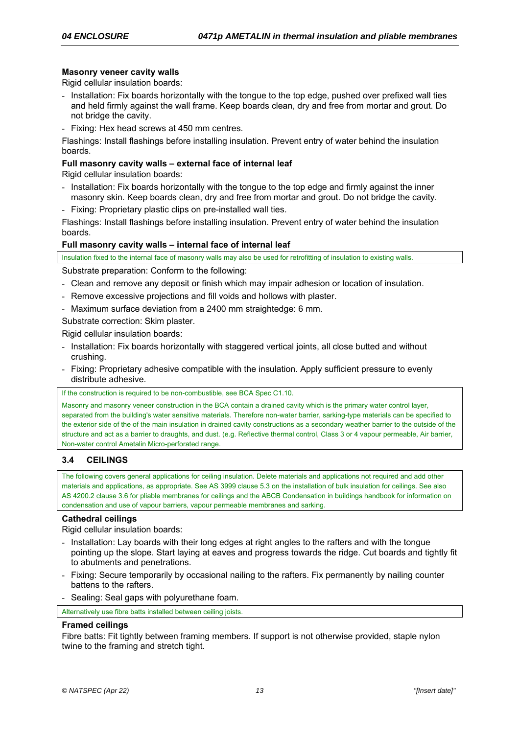**Masonry veneer cavity walls**

Rigid cellular insulation boards:

- Installation: Fix boards horizontally with the tongue to the top edge, pushed over prefixed wall ties and held firmly against the wall frame. Keep boards clean, dry and free from mortar and grout. Do not bridge the cavity.
- Fixing: Hex head screws at 450 mm centres.

Flashings: Install flashings before installing insulation. Prevent entry of water behind the insulation boards.

**Full masonry cavity walls – external face of internal leaf**

Rigid cellular insulation boards:

- Installation: Fix boards horizontally with the tongue to the top edge and firmly against the inner masonry skin. Keep boards clean, dry and free from mortar and grout. Do not bridge the cavity.
- Fixing: Proprietary plastic clips on pre-installed wall ties.

Flashings: Install flashings before installing insulation. Prevent entry of water behind the insulation boards.

**Full masonry cavity walls – internal face of internal leaf**

> Insulation fixed to the internal face of masonry walls may also be used for retrofitting of insulation to existing walls.

Substrate preparation: Conform to the following:

- Clean and remove any deposit or finish which may impair adhesion or location of insulation.
- Remove excessive projections and fill voids and hollows with plaster.
- Maximum surface deviation from a 2400 mm straightedge: 6 mm.

Substrate correction: Skim plaster.

Rigid cellular insulation boards:

- Installation: Fix boards horizontally with staggered vertical joints, all close butted and without crushing.
- Fixing: Proprietary adhesive compatible with the insulation. Apply sufficient pressure to evenly distribute adhesive.

> If the construction is required to be non-combustible, see BCA Spec C1.10.
>
> Masonry and masonry veneer construction in the BCA contain a drained cavity which is the primary water control layer, separated from the building's water sensitive materials. Therefore non-water barrier, sarking-type materials can be specified to the exterior side of the of the main insulation in drained cavity constructions as a secondary weather barrier to the outside of the structure and act as a barrier to draughts, and dust. (e.g. Reflective thermal control, Class 3 or 4 vapour permeable, Air barrier, Non-water control Ametalin Micro-perforated range.

## 3.4 CEILINGS

> The following covers general applications for ceiling insulation. Delete materials and applications not required and add other materials and applications, as appropriate. See AS 3999 clause 5.3 on the installation of bulk insulation for ceilings. See also AS 4200.2 clause 3.6 for pliable membranes for ceilings and the ABCB Condensation in buildings handbook for information on condensation and use of vapour barriers, vapour permeable membranes and sarking.

**Cathedral ceilings**

Rigid cellular insulation boards:

- Installation: Lay boards with their long edges at right angles to the rafters and with the tongue pointing up the slope. Start laying at eaves and progress towards the ridge. Cut boards and tightly fit to abutments and penetrations.
- Fixing: Secure temporarily by occasional nailing to the rafters. Fix permanently by nailing counter battens to the rafters.
- Sealing: Seal gaps with polyurethane foam.

> Alternatively use fibre batts installed between ceiling joists.

**Framed ceilings**

Fibre batts: Fit tightly between framing members. If support is not otherwise provided, staple nylon twine to the framing and stretch tight.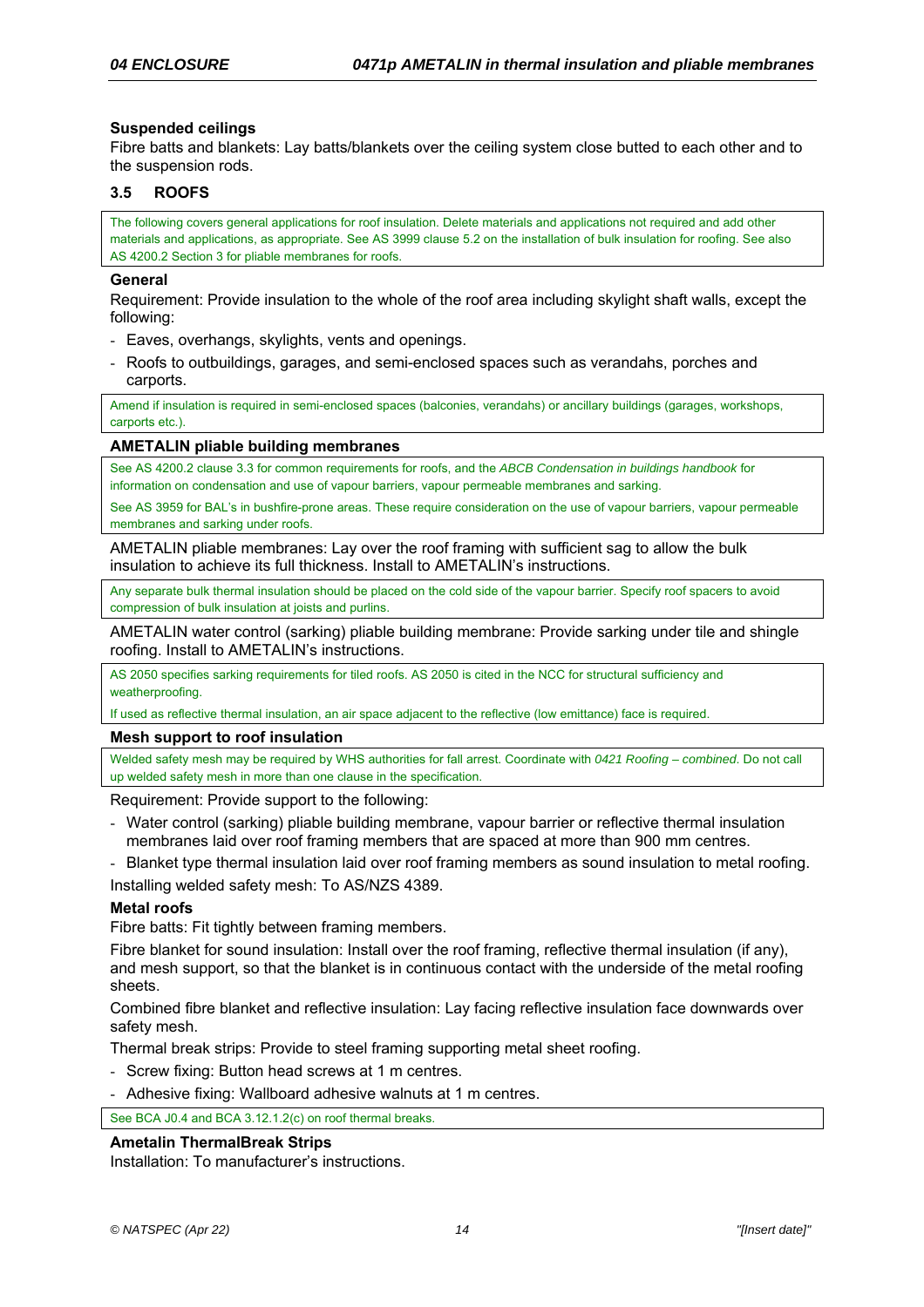**Suspended ceilings**

Fibre batts and blankets: Lay batts/blankets over the ceiling system close butted to each other and to the suspension rods.

### 3.5 ROOFS

> The following covers general applications for roof insulation. Delete materials and applications not required and add other materials and applications, as appropriate. See AS 3999 clause 5.2 on the installation of bulk insulation for roofing. See also AS 4200.2 Section 3 for pliable membranes for roofs.

**General**

Requirement: Provide insulation to the whole of the roof area including skylight shaft walls, except the following:

- Eaves, overhangs, skylights, vents and openings.
- Roofs to outbuildings, garages, and semi-enclosed spaces such as verandahs, porches and carports.

> Amend if insulation is required in semi-enclosed spaces (balconies, verandahs) or ancillary buildings (garages, workshops, carports etc.).

**AMETALIN pliable building membranes**

> See AS 4200.2 clause 3.3 for common requirements for roofs, and the *ABCB Condensation in buildings handbook* for information on condensation and use of vapour barriers, vapour permeable membranes and sarking.
>
> See AS 3959 for BAL's in bushfire-prone areas. These require consideration on the use of vapour barriers, vapour permeable membranes and sarking under roofs.

AMETALIN pliable membranes: Lay over the roof framing with sufficient sag to allow the bulk insulation to achieve its full thickness. Install to AMETALIN's instructions.

> Any separate bulk thermal insulation should be placed on the cold side of the vapour barrier. Specify roof spacers to avoid compression of bulk insulation at joists and purlins.

AMETALIN water control (sarking) pliable building membrane: Provide sarking under tile and shingle roofing. Install to AMETALIN's instructions.

> AS 2050 specifies sarking requirements for tiled roofs. AS 2050 is cited in the NCC for structural sufficiency and weatherproofing.
>
> If used as reflective thermal insulation, an air space adjacent to the reflective (low emittance) face is required.

**Mesh support to roof insulation**

> Welded safety mesh may be required by WHS authorities for fall arrest. Coordinate with *0421 Roofing – combined*. Do not call up welded safety mesh in more than one clause in the specification.

Requirement: Provide support to the following:

- Water control (sarking) pliable building membrane, vapour barrier or reflective thermal insulation membranes laid over roof framing members that are spaced at more than 900 mm centres.
- Blanket type thermal insulation laid over roof framing members as sound insulation to metal roofing.

Installing welded safety mesh: To AS/NZS 4389.

**Metal roofs**

Fibre batts: Fit tightly between framing members.

Fibre blanket for sound insulation: Install over the roof framing, reflective thermal insulation (if any), and mesh support, so that the blanket is in continuous contact with the underside of the metal roofing sheets.

Combined fibre blanket and reflective insulation: Lay facing reflective insulation face downwards over safety mesh.

Thermal break strips: Provide to steel framing supporting metal sheet roofing.

- Screw fixing: Button head screws at 1 m centres.
- Adhesive fixing: Wallboard adhesive walnuts at 1 m centres.

> See BCA J0.4 and BCA 3.12.1.2(c) on roof thermal breaks.

**Ametalin ThermalBreak Strips**

Installation: To manufacturer's instructions.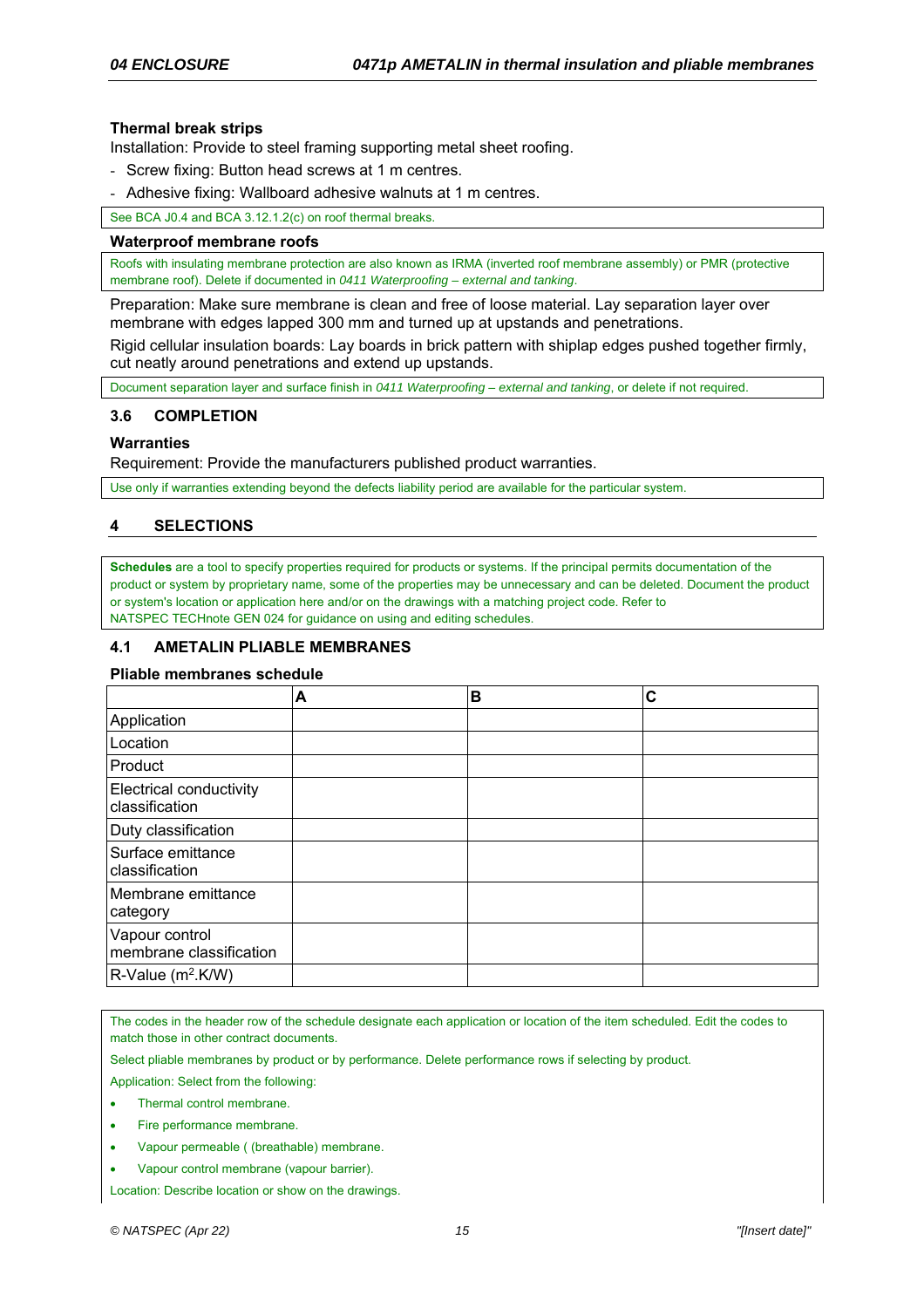#### Thermal break strips

Installation: Provide to steel framing supporting metal sheet roofing.

- Screw fixing: Button head screws at 1 m centres.
- Adhesive fixing: Wallboard adhesive walnuts at 1 m centres.

See BCA J0.4 and BCA 3.12.1.2(c) on roof thermal breaks.

#### Waterproof membrane roofs

Roofs with insulating membrane protection are also known as IRMA (inverted roof membrane assembly) or PMR (protective membrane roof). Delete if documented in *0411 Waterproofing – external and tanking*.

Preparation: Make sure membrane is clean and free of loose material. Lay separation layer over membrane with edges lapped 300 mm and turned up at upstands and penetrations.

Rigid cellular insulation boards: Lay boards in brick pattern with shiplap edges pushed together firmly, cut neatly around penetrations and extend up upstands.

Document separation layer and surface finish in *0411 Waterproofing – external and tanking*, or delete if not required.

### 3.6 COMPLETION

#### Warranties

Requirement: Provide the manufacturers published product warranties.

Use only if warranties extending beyond the defects liability period are available for the particular system.

## 4 SELECTIONS

**Schedules** are a tool to specify properties required for products or systems. If the principal permits documentation of the product or system by proprietary name, some of the properties may be unnecessary and can be deleted. Document the product or system's location or application here and/or on the drawings with a matching project code. Refer to NATSPEC TECHnote GEN 024 for guidance on using and editing schedules.

### 4.1 AMETALIN PLIABLE MEMBRANES

#### Pliable membranes schedule

| | A | B | C |
|---|---|---|---|
| Application | | | |
| Location | | | |
| Product | | | |
| Electrical conductivity classification | | | |
| Duty classification | | | |
| Surface emittance classification | | | |
| Membrane emittance category | | | |
| Vapour control membrane classification | | | |
| R-Value ($m^2$.K/W) | | | |

The codes in the header row of the schedule designate each application or location of the item scheduled. Edit the codes to match those in other contract documents.

Select pliable membranes by product or by performance. Delete performance rows if selecting by product.

Application: Select from the following:

- Thermal control membrane.
- Fire performance membrane.
- Vapour permeable ( (breathable) membrane.
- Vapour control membrane (vapour barrier).

Location: Describe location or show on the drawings.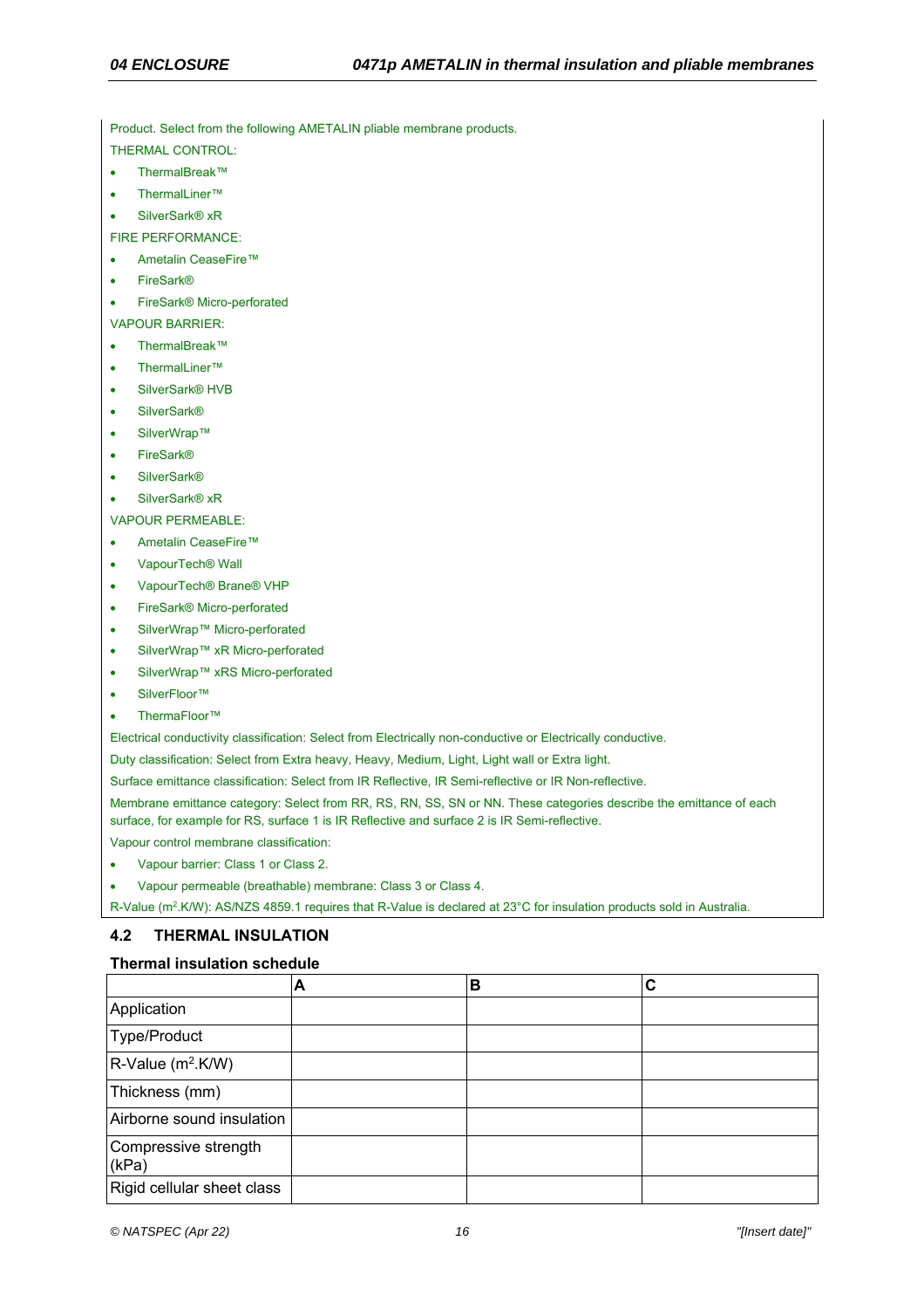Product. Select from the following AMETALIN pliable membrane products.

THERMAL CONTROL:

- ThermalBreak™
- ThermalLiner™
- SilverSark® xR

FIRE PERFORMANCE:

- Ametalin CeaseFire™
- FireSark®
- FireSark® Micro-perforated

VAPOUR BARRIER:

- ThermalBreak™
- ThermalLiner™
- SilverSark® HVB
- SilverSark®
- SilverWrap™
- FireSark®
- SilverSark®
- SilverSark® xR

VAPOUR PERMEABLE:

- Ametalin CeaseFire™
- VapourTech® Wall
- VapourTech® Brane® VHP
- FireSark® Micro-perforated
- SilverWrap™ Micro-perforated
- SilverWrap™ xR Micro-perforated
- SilverWrap™ xRS Micro-perforated
- SilverFloor™
- ThermaFloor™

Electrical conductivity classification: Select from Electrically non-conductive or Electrically conductive.

Duty classification: Select from Extra heavy, Heavy, Medium, Light, Light wall or Extra light.

Surface emittance classification: Select from IR Reflective, IR Semi-reflective or IR Non-reflective.

Membrane emittance category: Select from RR, RS, RN, SS, SN or NN. These categories describe the emittance of each surface, for example for RS, surface 1 is IR Reflective and surface 2 is IR Semi-reflective.

Vapour control membrane classification:

- Vapour barrier: Class 1 or Class 2.
- Vapour permeable (breathable) membrane: Class 3 or Class 4.

R-Value ($m^2$.K/W): AS/NZS 4859.1 requires that R-Value is declared at 23°C for insulation products sold in Australia.

## 4.2 THERMAL INSULATION

### Thermal insulation schedule

| | A | B | C |
|---|---|---|---|
| Application | | | |
| Type/Product | | | |
| R-Value ($m^2$.K/W) | | | |
| Thickness (mm) | | | |
| Airborne sound insulation | | | |
| Compressive strength (kPa) | | | |
| Rigid cellular sheet class | | | |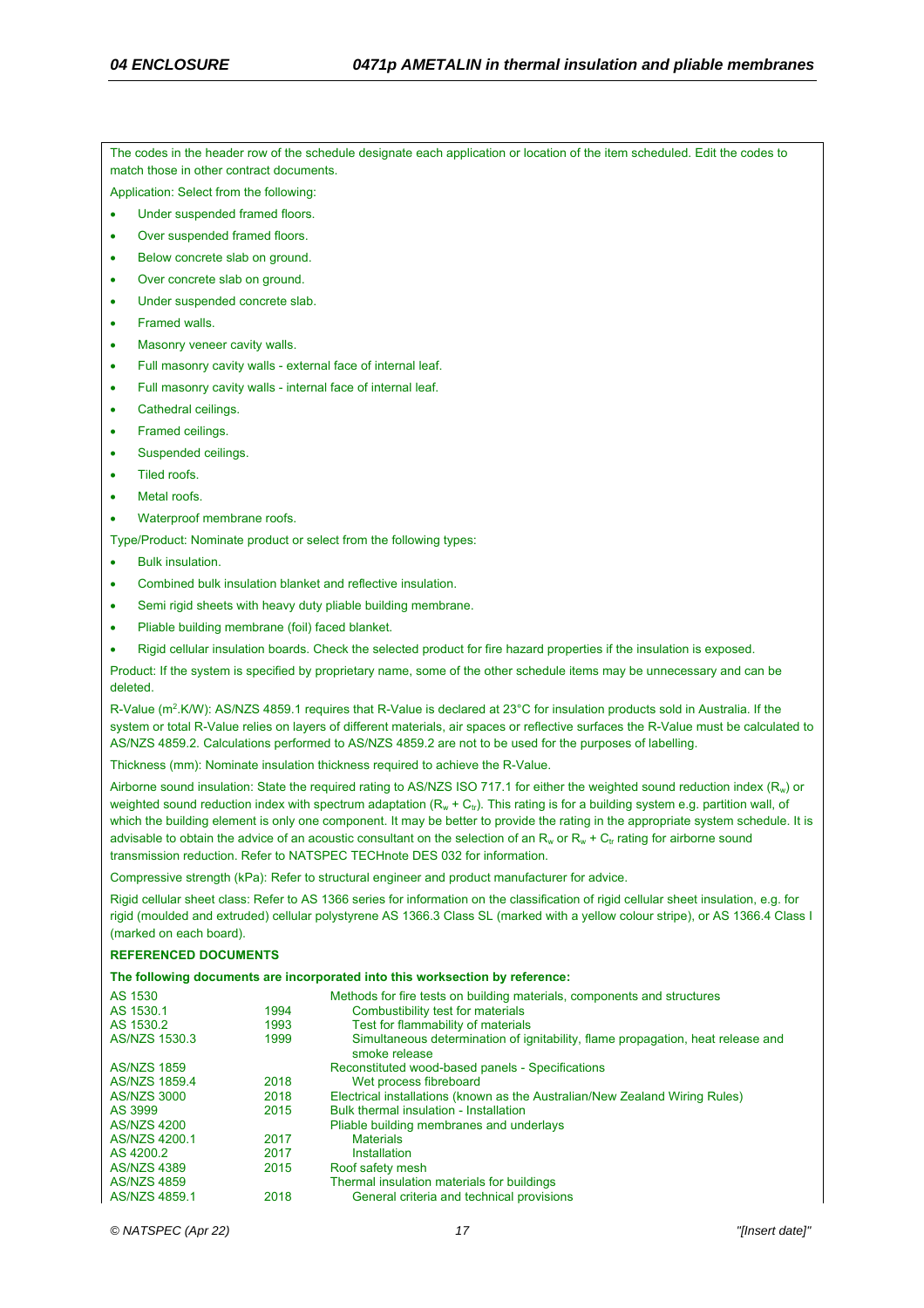The codes in the header row of the schedule designate each application or location of the item scheduled. Edit the codes to match those in other contract documents.

Application: Select from the following:

- Under suspended framed floors.
- Over suspended framed floors.
- Below concrete slab on ground.
- Over concrete slab on ground.
- Under suspended concrete slab.
- Framed walls.
- Masonry veneer cavity walls.
- Full masonry cavity walls - external face of internal leaf.
- Full masonry cavity walls - internal face of internal leaf.
- Cathedral ceilings.
- Framed ceilings.
- Suspended ceilings.
- Tiled roofs.
- Metal roofs.
- Waterproof membrane roofs.

Type/Product: Nominate product or select from the following types:

- Bulk insulation.
- Combined bulk insulation blanket and reflective insulation.
- Semi rigid sheets with heavy duty pliable building membrane.
- Pliable building membrane (foil) faced blanket.
- Rigid cellular insulation boards. Check the selected product for fire hazard properties if the insulation is exposed.

Product: If the system is specified by proprietary name, some of the other schedule items may be unnecessary and can be deleted.

R-Value ($m^2$.K/W): AS/NZS 4859.1 requires that R-Value is declared at 23°C for insulation products sold in Australia. If the system or total R-Value relies on layers of different materials, air spaces or reflective surfaces the R-Value must be calculated to AS/NZS 4859.2. Calculations performed to AS/NZS 4859.2 are not to be used for the purposes of labelling.

Thickness (mm): Nominate insulation thickness required to achieve the R-Value.

Airborne sound insulation: State the required rating to AS/NZS ISO 717.1 for either the weighted sound reduction index ($R_w$) or weighted sound reduction index with spectrum adaptation ($R_w + C_{tr}$). This rating is for a building system e.g. partition wall, of which the building element is only one component. It may be better to provide the rating in the appropriate system schedule. It is advisable to obtain the advice of an acoustic consultant on the selection of an $R_w$ or $R_w + C_{tr}$ rating for airborne sound transmission reduction. Refer to NATSPEC TECHnote DES 032 for information.

Compressive strength (kPa): Refer to structural engineer and product manufacturer for advice.

Rigid cellular sheet class: Refer to AS 1366 series for information on the classification of rigid cellular sheet insulation, e.g. for rigid (moulded and extruded) cellular polystyrene AS 1366.3 Class SL (marked with a yellow colour stripe), or AS 1366.4 Class I (marked on each board).

**REFERENCED DOCUMENTS**

**The following documents are incorporated into this worksection by reference:**

| | | |
|---|---|---|
| AS 1530 | | Methods for fire tests on building materials, components and structures |
| AS 1530.1 | 1994 | Combustibility test for materials |
| AS 1530.2 | 1993 | Test for flammability of materials |
| AS/NZS 1530.3 | 1999 | Simultaneous determination of ignitability, flame propagation, heat release and smoke release |
| AS/NZS 1859 | | Reconstituted wood-based panels - Specifications |
| AS/NZS 1859.4 | 2018 | Wet process fibreboard |
| AS/NZS 3000 | 2018 | Electrical installations (known as the Australian/New Zealand Wiring Rules) |
| AS 3999 | 2015 | Bulk thermal insulation - Installation |
| AS/NZS 4200 | | Pliable building membranes and underlays |
| AS/NZS 4200.1 | 2017 | Materials |
| AS 4200.2 | 2017 | Installation |
| AS/NZS 4389 | 2015 | Roof safety mesh |
| AS/NZS 4859 | | Thermal insulation materials for buildings |
| AS/NZS 4859.1 | 2018 | General criteria and technical provisions |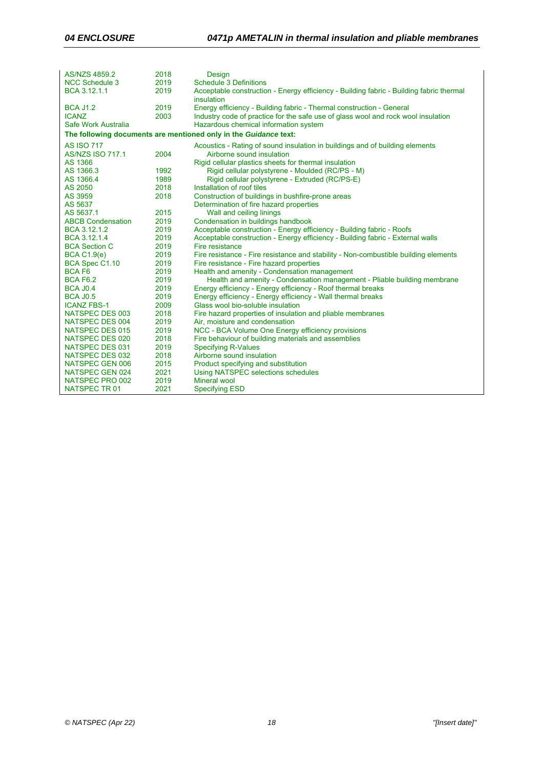| | | |
|---|---|---|
| AS/NZS 4859.2 | 2018 | Design |
| NCC Schedule 3 | 2019 | Schedule 3 Definitions |
| BCA 3.12.1.1 | 2019 | Acceptable construction - Energy efficiency - Building fabric - Building fabric thermal insulation |
| BCA J1.2 | 2019 | Energy efficiency - Building fabric - Thermal construction - General |
| ICANZ | 2003 | Industry code of practice for the safe use of glass wool and rock wool insulation |
| Safe Work Australia | | Hazardous chemical information system |
| **The following documents are mentioned only in the *Guidance* text:** | | |
| AS ISO 717 | | Acoustics - Rating of sound insulation in buildings and of building elements |
| AS/NZS ISO 717.1 | 2004 | Airborne sound insulation |
| AS 1366 | | Rigid cellular plastics sheets for thermal insulation |
| AS 1366.3 | 1992 | Rigid cellular polystyrene - Moulded (RC/PS - M) |
| AS 1366.4 | 1989 | Rigid cellular polystyrene - Extruded (RC/PS-E) |
| AS 2050 | 2018 | Installation of roof tiles |
| AS 3959 | 2018 | Construction of buildings in bushfire-prone areas |
| AS 5637 | | Determination of fire hazard properties |
| AS 5637.1 | 2015 | Wall and ceiling linings |
| ABCB Condensation | 2019 | Condensation in buildings handbook |
| BCA 3.12.1.2 | 2019 | Acceptable construction - Energy efficiency - Building fabric - Roofs |
| BCA 3.12.1.4 | 2019 | Acceptable construction - Energy efficiency - Building fabric - External walls |
| BCA Section C | 2019 | Fire resistance |
| BCA C1.9(e) | 2019 | Fire resistance - Fire resistance and stability - Non-combustible building elements |
| BCA Spec C1.10 | 2019 | Fire resistance - Fire hazard properties |
| BCA F6 | 2019 | Health and amenity - Condensation management |
| BCA F6.2 | 2019 | Health and amenity - Condensation management - Pliable building membrane |
| BCA J0.4 | 2019 | Energy efficiency - Energy efficiency - Roof thermal breaks |
| BCA J0.5 | 2019 | Energy efficiency - Energy efficiency - Wall thermal breaks |
| ICANZ FBS-1 | 2009 | Glass wool bio-soluble insulation |
| NATSPEC DES 003 | 2018 | Fire hazard properties of insulation and pliable membranes |
| NATSPEC DES 004 | 2019 | Air, moisture and condensation |
| NATSPEC DES 015 | 2019 | NCC - BCA Volume One Energy efficiency provisions |
| NATSPEC DES 020 | 2018 | Fire behaviour of building materials and assemblies |
| NATSPEC DES 031 | 2019 | Specifying R-Values |
| NATSPEC DES 032 | 2018 | Airborne sound insulation |
| NATSPEC GEN 006 | 2015 | Product specifying and substitution |
| NATSPEC GEN 024 | 2021 | Using NATSPEC selections schedules |
| NATSPEC PRO 002 | 2019 | Mineral wool |
| NATSPEC TR 01 | 2021 | Specifying ESD |